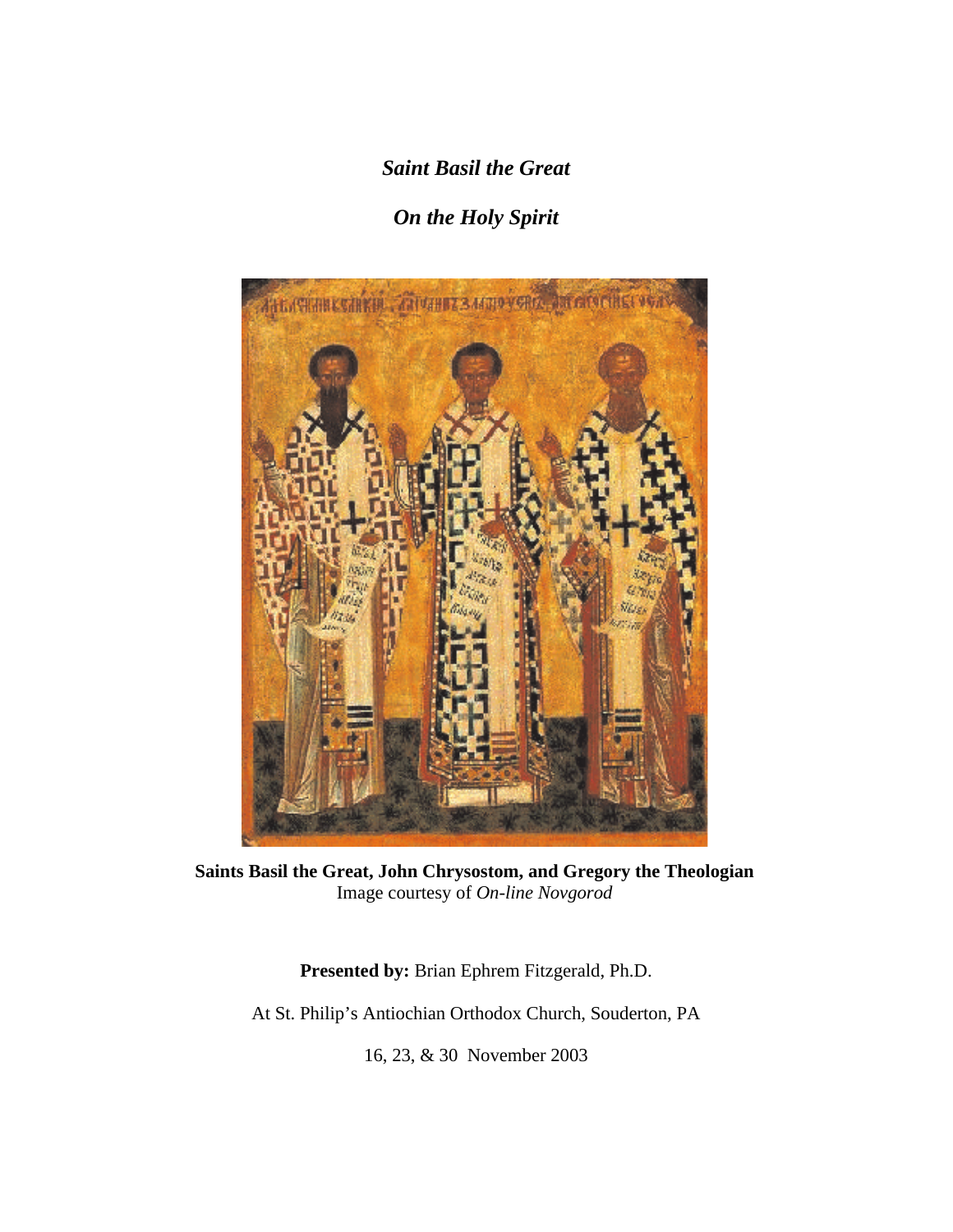# *Saint Basil the Great*

## *On the Holy Spirit*

**Saints Basil the Great, John Chrysostom, and Gregory the Theologian**
Image courtesy of *On-line Novgorod*

**Presented by:** Brian Ephrem Fitzgerald, Ph.D.

At St. Philip's Antiochian Orthodox Church, Souderton, PA

16, 23, & 30 November 2003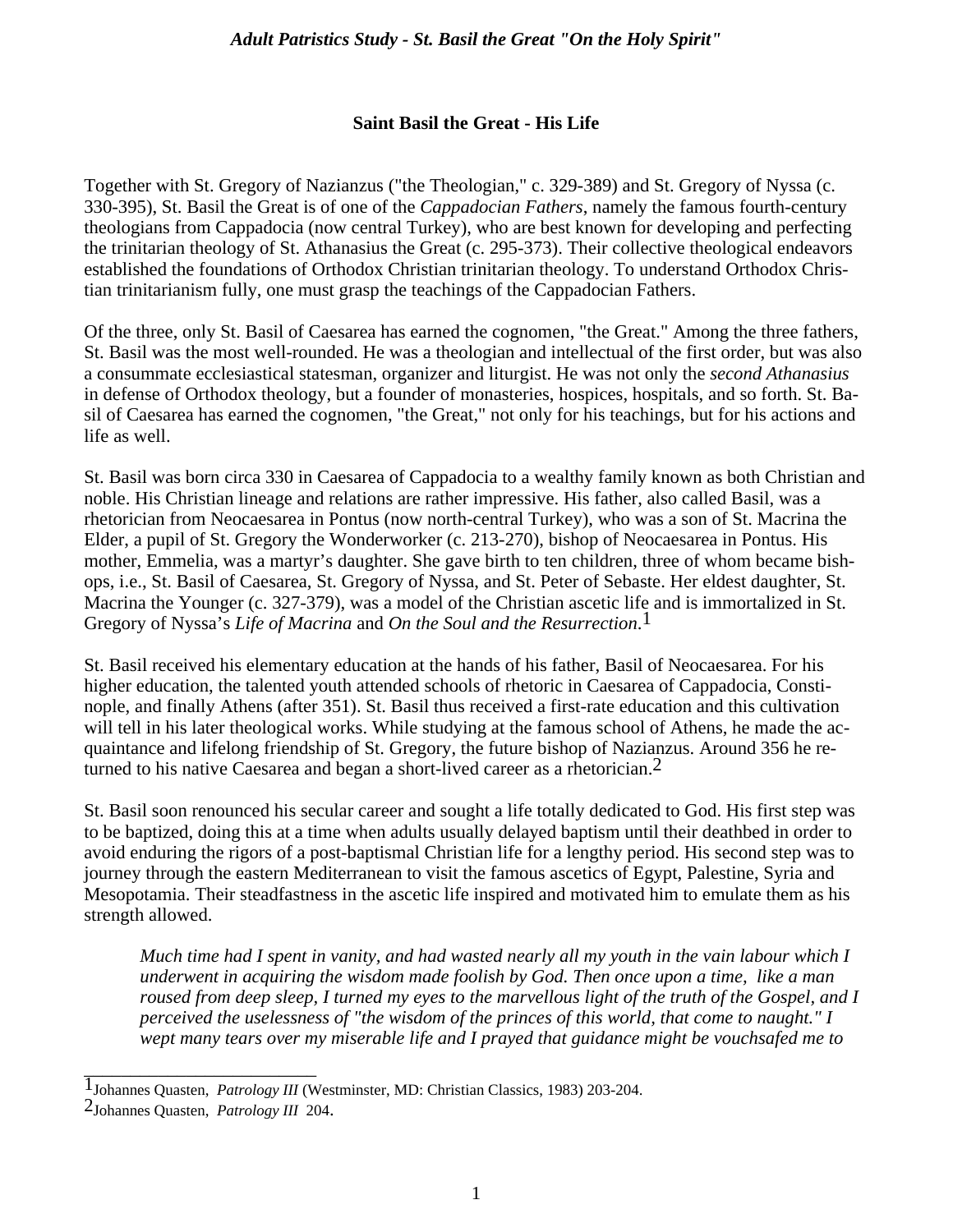## Saint Basil the Great - His Life

Together with St. Gregory of Nazianzus ("the Theologian," c. 329-389) and St. Gregory of Nyssa (c. 330-395), St. Basil the Great is of one of the *Cappadocian Fathers*, namely the famous fourth-century theologians from Cappadocia (now central Turkey), who are best known for developing and perfecting the trinitarian theology of St. Athanasius the Great (c. 295-373). Their collective theological endeavors established the foundations of Orthodox Christian trinitarian theology. To understand Orthodox Christian trinitarianism fully, one must grasp the teachings of the Cappadocian Fathers.

Of the three, only St. Basil of Caesarea has earned the cognomen, "the Great." Among the three fathers, St. Basil was the most well-rounded. He was a theologian and intellectual of the first order, but was also a consummate ecclesiastical statesman, organizer and liturgist. He was not only the *second Athanasius* in defense of Orthodox theology, but a founder of monasteries, hospices, hospitals, and so forth. St. Basil of Caesarea has earned the cognomen, "the Great," not only for his teachings, but for his actions and life as well.

St. Basil was born circa 330 in Caesarea of Cappadocia to a wealthy family known as both Christian and noble. His Christian lineage and relations are rather impressive. His father, also called Basil, was a rhetorician from Neocaesarea in Pontus (now north-central Turkey), who was a son of St. Macrina the Elder, a pupil of St. Gregory the Wonderworker (c. 213-270), bishop of Neocaesarea in Pontus. His mother, Emmelia, was a martyr's daughter. She gave birth to ten children, three of whom became bishops, i.e., St. Basil of Caesarea, St. Gregory of Nyssa, and St. Peter of Sebaste. Her eldest daughter, St. Macrina the Younger (c. 327-379), was a model of the Christian ascetic life and is immortalized in St. Gregory of Nyssa's *Life of Macrina* and *On the Soul and the Resurrection*.[1]

St. Basil received his elementary education at the hands of his father, Basil of Neocaesarea. For his higher education, the talented youth attended schools of rhetoric in Caesarea of Cappadocia, Constinople, and finally Athens (after 351). St. Basil thus received a first-rate education and this cultivation will tell in his later theological works. While studying at the famous school of Athens, he made the acquaintance and lifelong friendship of St. Gregory, the future bishop of Nazianzus. Around 356 he returned to his native Caesarea and began a short-lived career as a rhetorician.[2]

St. Basil soon renounced his secular career and sought a life totally dedicated to God. His first step was to be baptized, doing this at a time when adults usually delayed baptism until their deathbed in order to avoid enduring the rigors of a post-baptismal Christian life for a lengthy period. His second step was to journey through the eastern Mediterranean to visit the famous ascetics of Egypt, Palestine, Syria and Mesopotamia. Their steadfastness in the ascetic life inspired and motivated him to emulate them as his strength allowed.

> *Much time had I spent in vanity, and had wasted nearly all my youth in the vain labour which I underwent in acquiring the wisdom made foolish by God. Then once upon a time, like a man roused from deep sleep, I turned my eyes to the marvellous light of the truth of the Gospel, and I perceived the uselessness of "the wisdom of the princes of this world, that come to naught." I wept many tears over my miserable life and I prayed that guidance might be vouchsafed me to*

---

[1] Johannes Quasten, *Patrology III* (Westminster, MD: Christian Classics, 1983) 203-204.

[2] Johannes Quasten, *Patrology III* 204.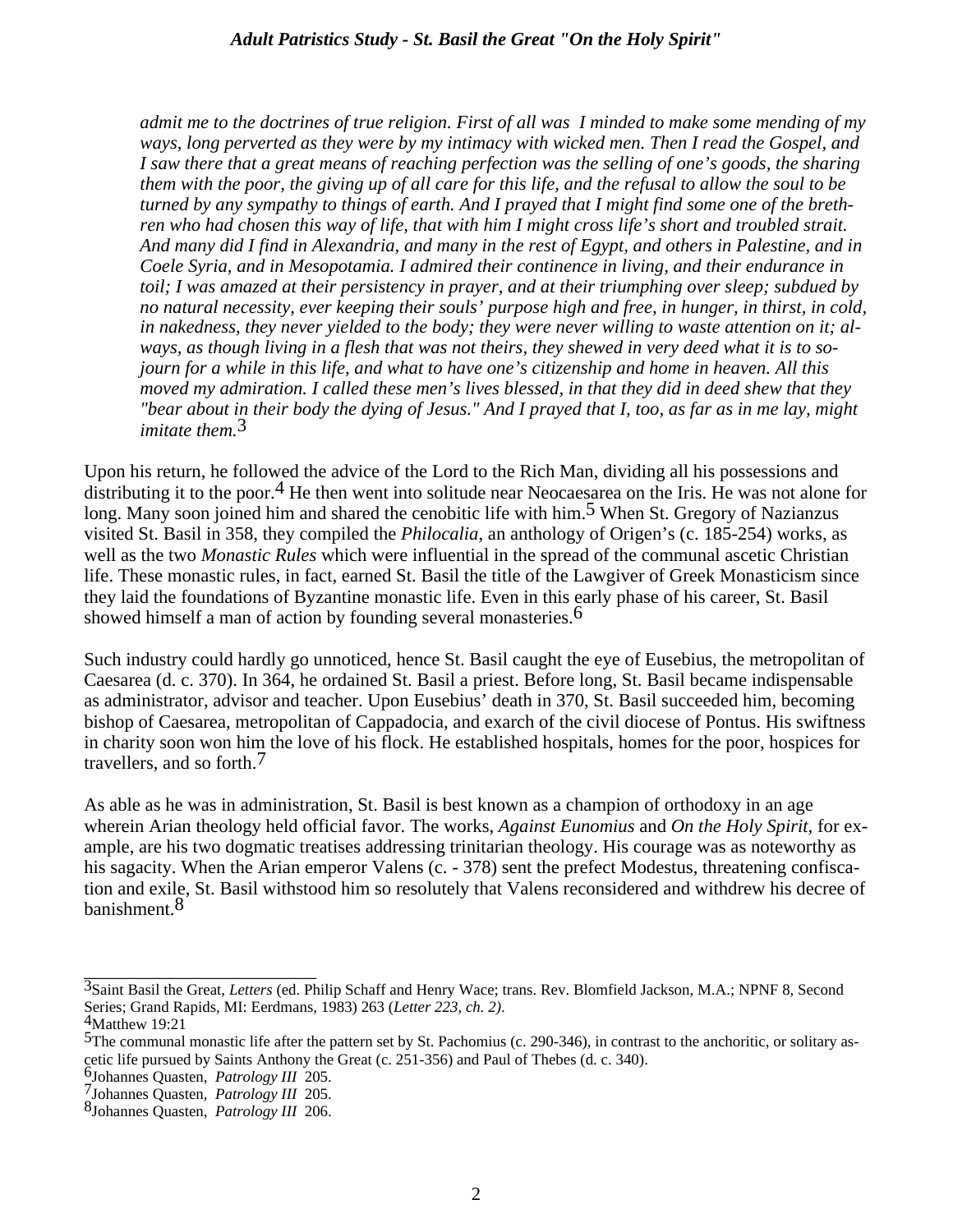*admit me to the doctrines of true religion. First of all was I minded to make some mending of my ways, long perverted as they were by my intimacy with wicked men. Then I read the Gospel, and I saw there that a great means of reaching perfection was the selling of one's goods, the sharing them with the poor, the giving up of all care for this life, and the refusal to allow the soul to be turned by any sympathy to things of earth. And I prayed that I might find some one of the brethren who had chosen this way of life, that with him I might cross life's short and troubled strait. And many did I find in Alexandria, and many in the rest of Egypt, and others in Palestine, and in Coele Syria, and in Mesopotamia. I admired their continence in living, and their endurance in toil; I was amazed at their persistency in prayer, and at their triumphing over sleep; subdued by no natural necessity, ever keeping their souls' purpose high and free, in hunger, in thirst, in cold, in nakedness, they never yielded to the body; they were never willing to waste attention on it; always, as though living in a flesh that was not theirs, they shewed in very deed what it is to sojourn for a while in this life, and what to have one's citizenship and home in heaven. All this moved my admiration. I called these men's lives blessed, in that they did in deed shew that they "bear about in their body the dying of Jesus." And I prayed that I, too, as far as in me lay, might imitate them.*[3]

Upon his return, he followed the advice of the Lord to the Rich Man, dividing all his possessions and distributing it to the poor.[4] He then went into solitude near Neocaesarea on the Iris. He was not alone for long. Many soon joined him and shared the cenobitic life with him.[5] When St. Gregory of Nazianzus visited St. Basil in 358, they compiled the *Philocalia*, an anthology of Origen's (c. 185-254) works, as well as the two *Monastic Rules* which were influential in the spread of the communal ascetic Christian life. These monastic rules, in fact, earned St. Basil the title of the Lawgiver of Greek Monasticism since they laid the foundations of Byzantine monastic life. Even in this early phase of his career, St. Basil showed himself a man of action by founding several monasteries.[6]

Such industry could hardly go unnoticed, hence St. Basil caught the eye of Eusebius, the metropolitan of Caesarea (d. c. 370). In 364, he ordained St. Basil a priest. Before long, St. Basil became indispensable as administrator, advisor and teacher. Upon Eusebius' death in 370, St. Basil succeeded him, becoming bishop of Caesarea, metropolitan of Cappadocia, and exarch of the civil diocese of Pontus. His swiftness in charity soon won him the love of his flock. He established hospitals, homes for the poor, hospices for travellers, and so forth.[7]

As able as he was in administration, St. Basil is best known as a champion of orthodoxy in an age wherein Arian theology held official favor. The works, *Against Eunomius* and *On the Holy Spirit*, for example, are his two dogmatic treatises addressing trinitarian theology. His courage was as noteworthy as his sagacity. When the Arian emperor Valens (c. - 378) sent the prefect Modestus, threatening confiscation and exile, St. Basil withstood him so resolutely that Valens reconsidered and withdrew his decree of banishment.[8]

---

[3] Saint Basil the Great, *Letters* (ed. Philip Schaff and Henry Wace; trans. Rev. Blomfield Jackson, M.A.; NPNF 8, Second Series; Grand Rapids, MI: Eerdmans, 1983) 263 (*Letter 223, ch. 2)*.

[4] Matthew 19:21

[5] The communal monastic life after the pattern set by St. Pachomius (c. 290-346), in contrast to the anchoritic, or solitary ascetic life pursued by Saints Anthony the Great (c. 251-356) and Paul of Thebes (d. c. 340).

[6] Johannes Quasten, *Patrology III* 205.

[7] Johannes Quasten, *Patrology III* 205.

[8] Johannes Quasten, *Patrology III* 206.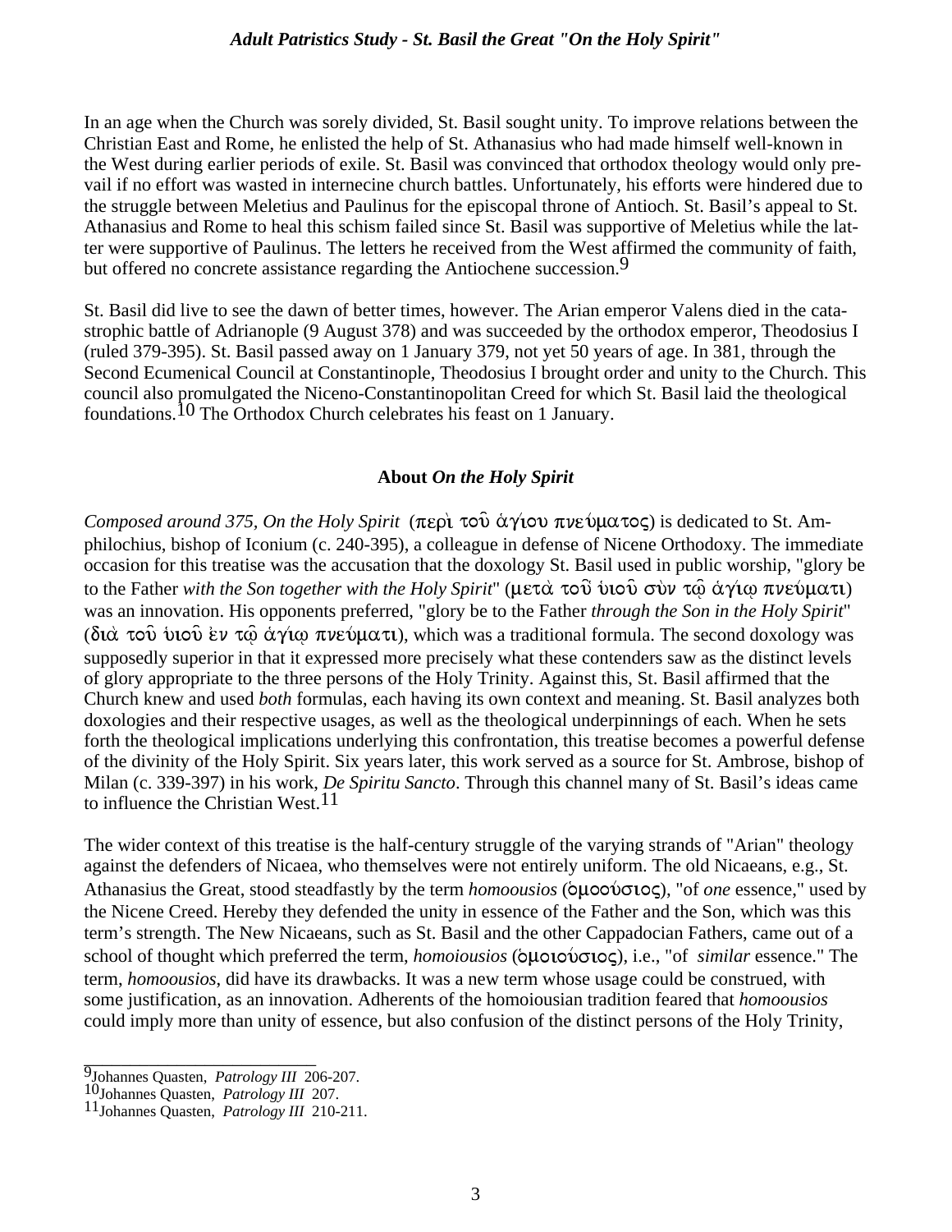In an age when the Church was sorely divided, St. Basil sought unity. To improve relations between the Christian East and Rome, he enlisted the help of St. Athanasius who had made himself well-known in the West during earlier periods of exile. St. Basil was convinced that orthodox theology would only prevail if no effort was wasted in internecine church battles. Unfortunately, his efforts were hindered due to the struggle between Meletius and Paulinus for the episcopal throne of Antioch. St. Basil's appeal to St. Athanasius and Rome to heal this schism failed since St. Basil was supportive of Meletius while the latter were supportive of Paulinus. The letters he received from the West affirmed the community of faith, but offered no concrete assistance regarding the Antiochene succession.[9]

St. Basil did live to see the dawn of better times, however. The Arian emperor Valens died in the catastrophic battle of Adrianople (9 August 378) and was succeeded by the orthodox emperor, Theodosius I (ruled 379-395). St. Basil passed away on 1 January 379, not yet 50 years of age. In 381, through the Second Ecumenical Council at Constantinople, Theodosius I brought order and unity to the Church. This council also promulgated the Niceno-Constantinopolitan Creed for which St. Basil laid the theological foundations.[10] The Orthodox Church celebrates his feast on 1 January.

### About *On the Holy Spirit*

*Composed around 375, On the Holy Spirit* (περὶ τοῦ ἁγίου πνεύματος) is dedicated to St. Amphilochius, bishop of Iconium (c. 240-395), a colleague in defense of Nicene Orthodoxy. The immediate occasion for this treatise was the accusation that the doxology St. Basil used in public worship, "glory be to the Father *with the Son together with the Holy Spirit*" (μετὰ τοῦ υἱοῦ σὺν τῷ ἁγίῳ πνεύματι) was an innovation. His opponents preferred, "glory be to the Father *through the Son in the Holy Spirit*" (διὰ τοῦ υἱοῦ ἐν τῷ ἁγίῳ πνεύματι), which was a traditional formula. The second doxology was supposedly superior in that it expressed more precisely what these contenders saw as the distinct levels of glory appropriate to the three persons of the Holy Trinity. Against this, St. Basil affirmed that the Church knew and used *both* formulas, each having its own context and meaning. St. Basil analyzes both doxologies and their respective usages, as well as the theological underpinnings of each. When he sets forth the theological implications underlying this confrontation, this treatise becomes a powerful defense of the divinity of the Holy Spirit. Six years later, this work served as a source for St. Ambrose, bishop of Milan (c. 339-397) in his work, *De Spiritu Sancto*. Through this channel many of St. Basil's ideas came to influence the Christian West.[11]

The wider context of this treatise is the half-century struggle of the varying strands of "Arian" theology against the defenders of Nicaea, who themselves were not entirely uniform. The old Nicaeans, e.g., St. Athanasius the Great, stood steadfastly by the term *homoousios* (ὁμοούσιος), "of *one* essence," used by the Nicene Creed. Hereby they defended the unity in essence of the Father and the Son, which was this term's strength. The New Nicaeans, such as St. Basil and the other Cappadocian Fathers, came out of a school of thought which preferred the term, *homoiousios* (ὁμοιούσιος), i.e., "of *similar* essence." The term, *homoousios,* did have its drawbacks. It was a new term whose usage could be construed, with some justification, as an innovation. Adherents of the homoiousian tradition feared that *homoousios* could imply more than unity of essence, but also confusion of the distinct persons of the Holy Trinity,

---

[9] Johannes Quasten, *Patrology III* 206-207.
[10] Johannes Quasten, *Patrology III* 207.
[11] Johannes Quasten, *Patrology III* 210-211.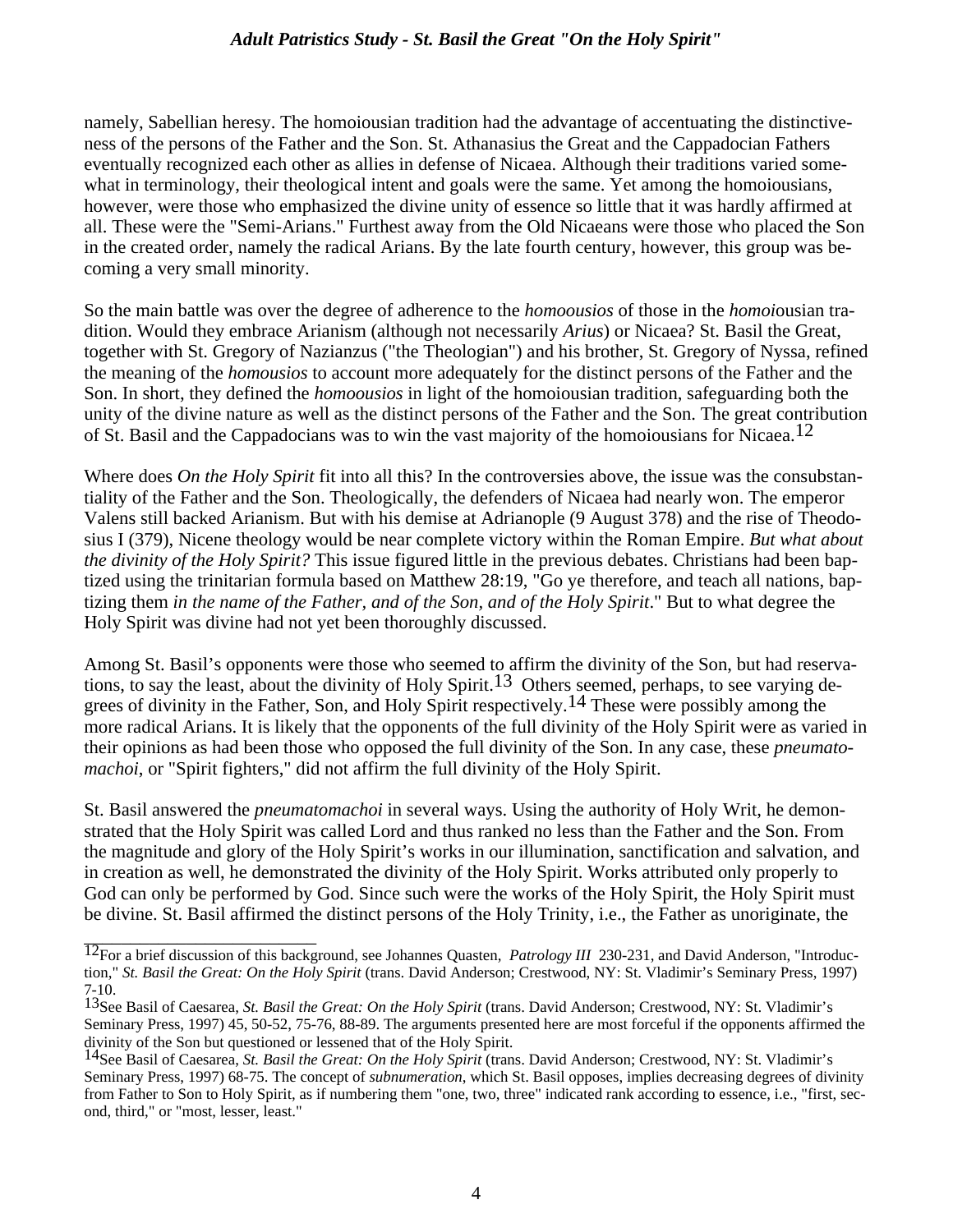namely, Sabellian heresy. The homoiousian tradition had the advantage of accentuating the distinctiveness of the persons of the Father and the Son. St. Athanasius the Great and the Cappadocian Fathers eventually recognized each other as allies in defense of Nicaea. Although their traditions varied somewhat in terminology, their theological intent and goals were the same. Yet among the homoiousians, however, were those who emphasized the divine unity of essence so little that it was hardly affirmed at all. These were the "Semi-Arians." Furthest away from the Old Nicaeans were those who placed the Son in the created order, namely the radical Arians. By the late fourth century, however, this group was becoming a very small minority.

So the main battle was over the degree of adherence to the *homoousios* of those in the *homoi*ousian tradition. Would they embrace Arianism (although not necessarily *Arius*) or Nicaea? St. Basil the Great, together with St. Gregory of Nazianzus ("the Theologian") and his brother, St. Gregory of Nyssa, refined the meaning of the *homousios* to account more adequately for the distinct persons of the Father and the Son. In short, they defined the *homoousios* in light of the homoiousian tradition, safeguarding both the unity of the divine nature as well as the distinct persons of the Father and the Son. The great contribution of St. Basil and the Cappadocians was to win the vast majority of the homoiousians for Nicaea.[12]

Where does *On the Holy Spirit* fit into all this? In the controversies above, the issue was the consubstantiality of the Father and the Son. Theologically, the defenders of Nicaea had nearly won. The emperor Valens still backed Arianism. But with his demise at Adrianople (9 August 378) and the rise of Theodosius I (379), Nicene theology would be near complete victory within the Roman Empire. *But what about the divinity of the Holy Spirit?* This issue figured little in the previous debates. Christians had been baptized using the trinitarian formula based on Matthew 28:19, "Go ye therefore, and teach all nations, baptizing them *in the name of the Father, and of the Son, and of the Holy Spirit*." But to what degree the Holy Spirit was divine had not yet been thoroughly discussed.

Among St. Basil's opponents were those who seemed to affirm the divinity of the Son, but had reservations, to say the least, about the divinity of Holy Spirit.[13] Others seemed, perhaps, to see varying degrees of divinity in the Father, Son, and Holy Spirit respectively.[14] These were possibly among the more radical Arians. It is likely that the opponents of the full divinity of the Holy Spirit were as varied in their opinions as had been those who opposed the full divinity of the Son. In any case, these *pneumatomachoi*, or "Spirit fighters," did not affirm the full divinity of the Holy Spirit.

St. Basil answered the *pneumatomachoi* in several ways. Using the authority of Holy Writ, he demonstrated that the Holy Spirit was called Lord and thus ranked no less than the Father and the Son. From the magnitude and glory of the Holy Spirit's works in our illumination, sanctification and salvation, and in creation as well, he demonstrated the divinity of the Holy Spirit. Works attributed only properly to God can only be performed by God. Since such were the works of the Holy Spirit, the Holy Spirit must be divine. St. Basil affirmed the distinct persons of the Holy Trinity, i.e., the Father as unoriginate, the

---

[12] For a brief discussion of this background, see Johannes Quasten, *Patrology III* 230-231, and David Anderson, "Introduction," *St. Basil the Great: On the Holy Spirit* (trans. David Anderson; Crestwood, NY: St. Vladimir's Seminary Press, 1997) 7-10.

[13] See Basil of Caesarea, *St. Basil the Great: On the Holy Spirit* (trans. David Anderson; Crestwood, NY: St. Vladimir's Seminary Press, 1997) 45, 50-52, 75-76, 88-89. The arguments presented here are most forceful if the opponents affirmed the divinity of the Son but questioned or lessened that of the Holy Spirit.

[14] See Basil of Caesarea, *St. Basil the Great: On the Holy Spirit* (trans. David Anderson; Crestwood, NY: St. Vladimir's Seminary Press, 1997) 68-75. The concept of *subnumeration*, which St. Basil opposes, implies decreasing degrees of divinity from Father to Son to Holy Spirit, as if numbering them "one, two, three" indicated rank according to essence, i.e., "first, second, third," or "most, lesser, least."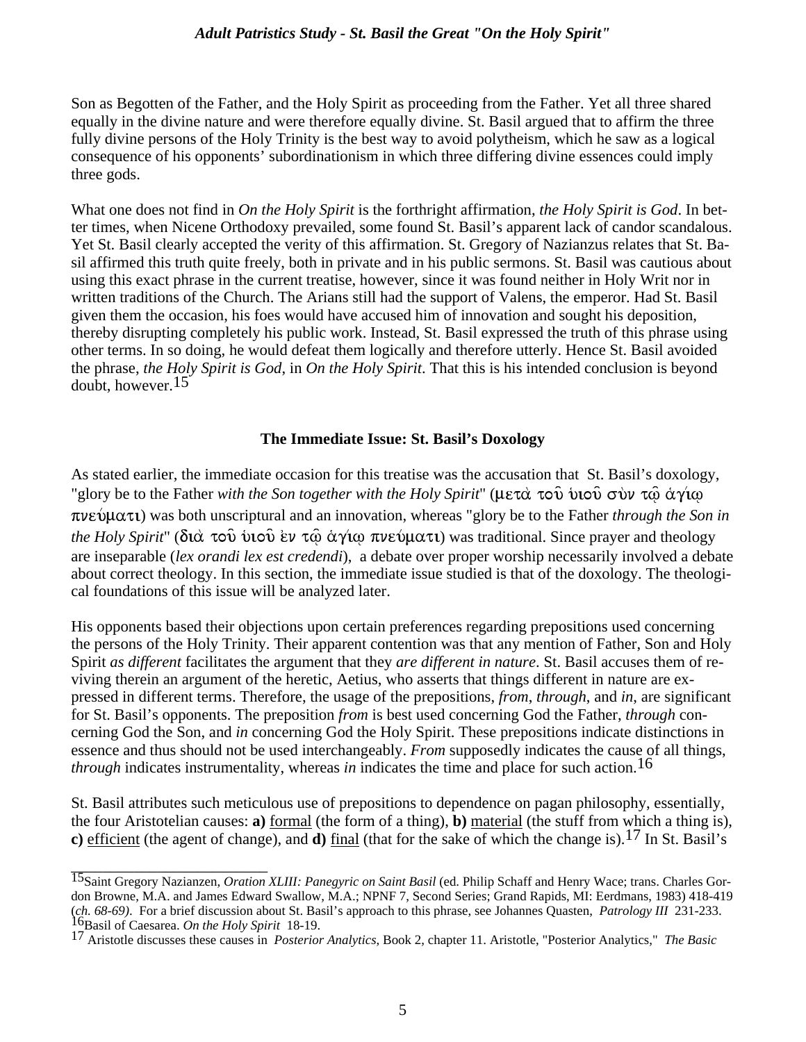Son as Begotten of the Father, and the Holy Spirit as proceeding from the Father. Yet all three shared equally in the divine nature and were therefore equally divine. St. Basil argued that to affirm the three fully divine persons of the Holy Trinity is the best way to avoid polytheism, which he saw as a logical consequence of his opponents' subordinationism in which three differing divine essences could imply three gods.

What one does not find in *On the Holy Spirit* is the forthright affirmation, *the Holy Spirit is God*. In better times, when Nicene Orthodoxy prevailed, some found St. Basil's apparent lack of candor scandalous. Yet St. Basil clearly accepted the verity of this affirmation. St. Gregory of Nazianzus relates that St. Basil affirmed this truth quite freely, both in private and in his public sermons. St. Basil was cautious about using this exact phrase in the current treatise, however, since it was found neither in Holy Writ nor in written traditions of the Church. The Arians still had the support of Valens, the emperor. Had St. Basil given them the occasion, his foes would have accused him of innovation and sought his deposition, thereby disrupting completely his public work. Instead, St. Basil expressed the truth of this phrase using other terms. In so doing, he would defeat them logically and therefore utterly. Hence St. Basil avoided the phrase, *the Holy Spirit is God*, in *On the Holy Spirit*. That this is his intended conclusion is beyond doubt, however.[15]

### The Immediate Issue: St. Basil's Doxology

As stated earlier, the immediate occasion for this treatise was the accusation that St. Basil's doxology, "glory be to the Father *with the Son together with the Holy Spirit*" (μετὰ τοῦ υἱοῦ σὺν τῷ ἁγίῳ πνεύματι) was both unscriptural and an innovation, whereas "glory be to the Father *through the Son in the Holy Spirit*" (διὰ τοῦ υἱοῦ ἐν τῷ ἁγίῳ πνεύματι) was traditional. Since prayer and theology are inseparable (*lex orandi lex est credendi*), a debate over proper worship necessarily involved a debate about correct theology. In this section, the immediate issue studied is that of the doxology. The theological foundations of this issue will be analyzed later.

His opponents based their objections upon certain preferences regarding prepositions used concerning the persons of the Holy Trinity. Their apparent contention was that any mention of Father, Son and Holy Spirit *as different* facilitates the argument that they *are different in nature*. St. Basil accuses them of reviving therein an argument of the heretic, Aetius, who asserts that things different in nature are expressed in different terms. Therefore, the usage of the prepositions, *from*, *through*, and *in*, are significant for St. Basil's opponents. The preposition *from* is best used concerning God the Father, *through* concerning God the Son, and *in* concerning God the Holy Spirit. These prepositions indicate distinctions in essence and thus should not be used interchangeably. *From* supposedly indicates the cause of all things, *through* indicates instrumentality, whereas *in* indicates the time and place for such action.[16]

St. Basil attributes such meticulous use of prepositions to dependence on pagan philosophy, essentially, the four Aristotelian causes: **a)** formal (the form of a thing), **b)** material (the stuff from which a thing is), **c)** efficient (the agent of change), and **d)** final (that for the sake of which the change is).[17] In St. Basil's

---

[15] Saint Gregory Nazianzen, *Oration XLIII: Panegyric on Saint Basil* (ed. Philip Schaff and Henry Wace; trans. Charles Gordon Browne, M.A. and James Edward Swallow, M.A.; NPNF 7, Second Series; Grand Rapids, MI: Eerdmans, 1983) 418-419 (*ch. 68-69)*. For a brief discussion about St. Basil's approach to this phrase, see Johannes Quasten, *Patrology III* 231-233.

[16] Basil of Caesarea. *On the Holy Spirit* 18-19.

[17] Aristotle discusses these causes in *Posterior Analytics*, Book 2, chapter 11. Aristotle, "Posterior Analytics," *The Basic*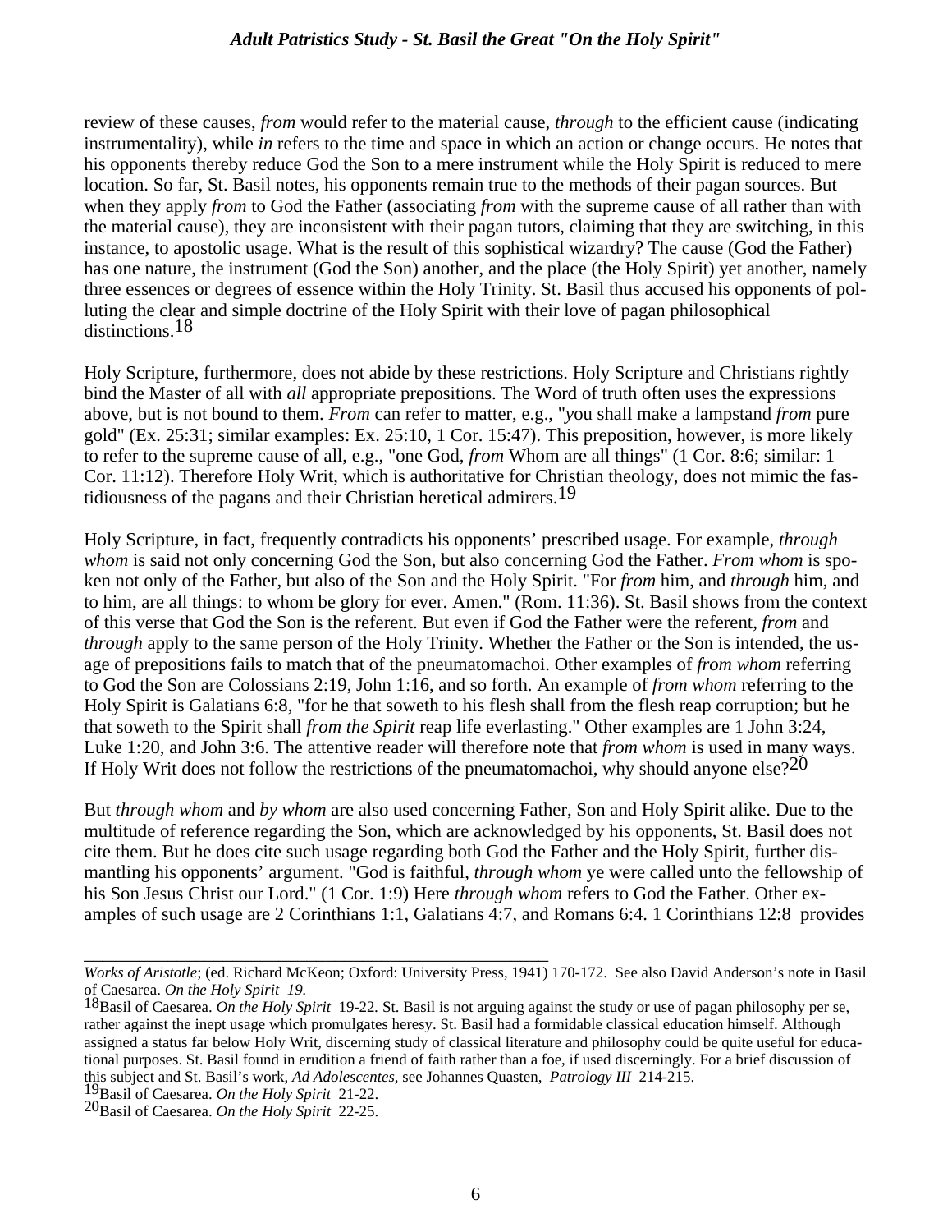review of these causes, *from* would refer to the material cause, *through* to the efficient cause (indicating instrumentality), while *in* refers to the time and space in which an action or change occurs. He notes that his opponents thereby reduce God the Son to a mere instrument while the Holy Spirit is reduced to mere location. So far, St. Basil notes, his opponents remain true to the methods of their pagan sources. But when they apply *from* to God the Father (associating *from* with the supreme cause of all rather than with the material cause), they are inconsistent with their pagan tutors, claiming that they are switching, in this instance, to apostolic usage. What is the result of this sophistical wizardry? The cause (God the Father) has one nature, the instrument (God the Son) another, and the place (the Holy Spirit) yet another, namely three essences or degrees of essence within the Holy Trinity. St. Basil thus accused his opponents of polluting the clear and simple doctrine of the Holy Spirit with their love of pagan philosophical distinctions.[18]

Holy Scripture, furthermore, does not abide by these restrictions. Holy Scripture and Christians rightly bind the Master of all with *all* appropriate prepositions. The Word of truth often uses the expressions above, but is not bound to them. *From* can refer to matter, e.g., "you shall make a lampstand *from* pure gold" (Ex. 25:31; similar examples: Ex. 25:10, 1 Cor. 15:47). This preposition, however, is more likely to refer to the supreme cause of all, e.g., "one God, *from* Whom are all things" (1 Cor. 8:6; similar: 1 Cor. 11:12). Therefore Holy Writ, which is authoritative for Christian theology, does not mimic the fastidiousness of the pagans and their Christian heretical admirers.[19]

Holy Scripture, in fact, frequently contradicts his opponents' prescribed usage. For example, *through whom* is said not only concerning God the Son, but also concerning God the Father. *From whom* is spoken not only of the Father, but also of the Son and the Holy Spirit. "For *from* him, and *through* him, and to him, are all things: to whom be glory for ever. Amen." (Rom. 11:36). St. Basil shows from the context of this verse that God the Son is the referent. But even if God the Father were the referent, *from* and *through* apply to the same person of the Holy Trinity. Whether the Father or the Son is intended, the usage of prepositions fails to match that of the pneumatomachoi. Other examples of *from whom* referring to God the Son are Colossians 2:19, John 1:16, and so forth. An example of *from whom* referring to the Holy Spirit is Galatians 6:8, "for he that soweth to his flesh shall from the flesh reap corruption; but he that soweth to the Spirit shall *from the Spirit* reap life everlasting." Other examples are 1 John 3:24, Luke 1:20, and John 3:6. The attentive reader will therefore note that *from whom* is used in many ways. If Holy Writ does not follow the restrictions of the pneumatomachoi, why should anyone else?[20]

But *through whom* and *by whom* are also used concerning Father, Son and Holy Spirit alike. Due to the multitude of reference regarding the Son, which are acknowledged by his opponents, St. Basil does not cite them. But he does cite such usage regarding both God the Father and the Holy Spirit, further dismantling his opponents' argument. "God is faithful, *through whom* ye were called unto the fellowship of his Son Jesus Christ our Lord." (1 Cor. 1:9) Here *through whom* refers to God the Father. Other examples of such usage are 2 Corinthians 1:1, Galatians 4:7, and Romans 6:4. 1 Corinthians 12:8 provides

---

*Works of Aristotle*; (ed. Richard McKeon; Oxford: University Press, 1941) 170-172. See also David Anderson's note in Basil of Caesarea. *On the Holy Spirit 19.*

[18]Basil of Caesarea. *On the Holy Spirit* 19-22. St. Basil is not arguing against the study or use of pagan philosophy per se, rather against the inept usage which promulgates heresy. St. Basil had a formidable classical education himself. Although assigned a status far below Holy Writ, discerning study of classical literature and philosophy could be quite useful for educational purposes. St. Basil found in erudition a friend of faith rather than a foe, if used discerningly. For a brief discussion of this subject and St. Basil's work, *Ad Adolescentes*, see Johannes Quasten, *Patrology III* 214-215.

[19]Basil of Caesarea. *On the Holy Spirit* 21-22.

[20]Basil of Caesarea. *On the Holy Spirit* 22-25.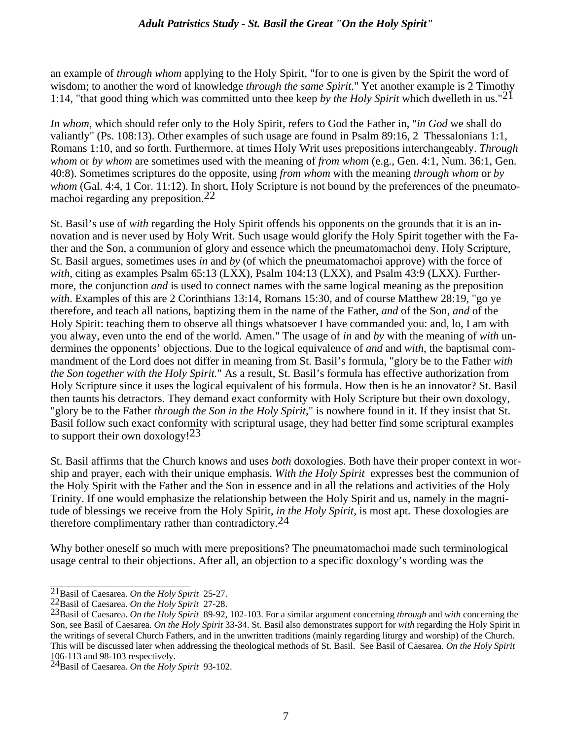an example of *through whom* applying to the Holy Spirit, "for to one is given by the Spirit the word of wisdom; to another the word of knowledge *through the same Spirit*." Yet another example is 2 Timothy 1:14, "that good thing which was committed unto thee keep *by the Holy Spirit* which dwelleth in us."[21]

*In whom*, which should refer only to the Holy Spirit, refers to God the Father in, "*in God* we shall do valiantly" (Ps. 108:13). Other examples of such usage are found in Psalm 89:16, 2 Thessalonians 1:1, Romans 1:10, and so forth. Furthermore, at times Holy Writ uses prepositions interchangeably. *Through whom* or *by whom* are sometimes used with the meaning of *from whom* (e.g., Gen. 4:1, Num. 36:1, Gen. 40:8). Sometimes scriptures do the opposite, using *from whom* with the meaning *through whom* or *by whom* (Gal. 4:4, 1 Cor. 11:12). In short, Holy Scripture is not bound by the preferences of the pneumatomachoi regarding any preposition.[22]

St. Basil's use of *with* regarding the Holy Spirit offends his opponents on the grounds that it is an innovation and is never used by Holy Writ. Such usage would glorify the Holy Spirit together with the Father and the Son, a communion of glory and essence which the pneumatomachoi deny. Holy Scripture, St. Basil argues, sometimes uses *in* and *by* (of which the pneumatomachoi approve) with the force of *with*, citing as examples Psalm 65:13 (LXX), Psalm 104:13 (LXX), and Psalm 43:9 (LXX). Furthermore, the conjunction *and* is used to connect names with the same logical meaning as the preposition *with*. Examples of this are 2 Corinthians 13:14, Romans 15:30, and of course Matthew 28:19, "go ye therefore, and teach all nations, baptizing them in the name of the Father, *and* of the Son, *and* of the Holy Spirit: teaching them to observe all things whatsoever I have commanded you: and, lo, I am with you alway, even unto the end of the world. Amen." The usage of *in* and *by* with the meaning of *with* undermines the opponents' objections. Due to the logical equivalence of *and* and *with*, the baptismal commandment of the Lord does not differ in meaning from St. Basil's formula, "glory be to the Father *with the Son together with the Holy Spirit.*" As a result, St. Basil's formula has effective authorization from Holy Scripture since it uses the logical equivalent of his formula. How then is he an innovator? St. Basil then taunts his detractors. They demand exact conformity with Holy Scripture but their own doxology, "glory be to the Father *through the Son in the Holy Spirit*," is nowhere found in it. If they insist that St. Basil follow such exact conformity with scriptural usage, they had better find some scriptural examples to support their own doxology![23]

St. Basil affirms that the Church knows and uses *both* doxologies. Both have their proper context in worship and prayer, each with their unique emphasis. *With the Holy Spirit* expresses best the communion of the Holy Spirit with the Father and the Son in essence and in all the relations and activities of the Holy Trinity. If one would emphasize the relationship between the Holy Spirit and us, namely in the magnitude of blessings we receive from the Holy Spirit, *in the Holy Spirit*, is most apt. These doxologies are therefore complimentary rather than contradictory.[24]

Why bother oneself so much with mere prepositions? The pneumatomachoi made such terminological usage central to their objections. After all, an objection to a specific doxology's wording was the

---

[21] Basil of Caesarea. *On the Holy Spirit* 25-27.

[22] Basil of Caesarea. *On the Holy Spirit* 27-28.

[23] Basil of Caesarea. *On the Holy Spirit* 89-92, 102-103. For a similar argument concerning *through* and *with* concerning the Son, see Basil of Caesarea. *On the Holy Spirit* 33-34. St. Basil also demonstrates support for *with* regarding the Holy Spirit in the writings of several Church Fathers, and in the unwritten traditions (mainly regarding liturgy and worship) of the Church. This will be discussed later when addressing the theological methods of St. Basil. See Basil of Caesarea. *On the Holy Spirit* 106-113 and 98-103 respectively.

[24] Basil of Caesarea. *On the Holy Spirit* 93-102.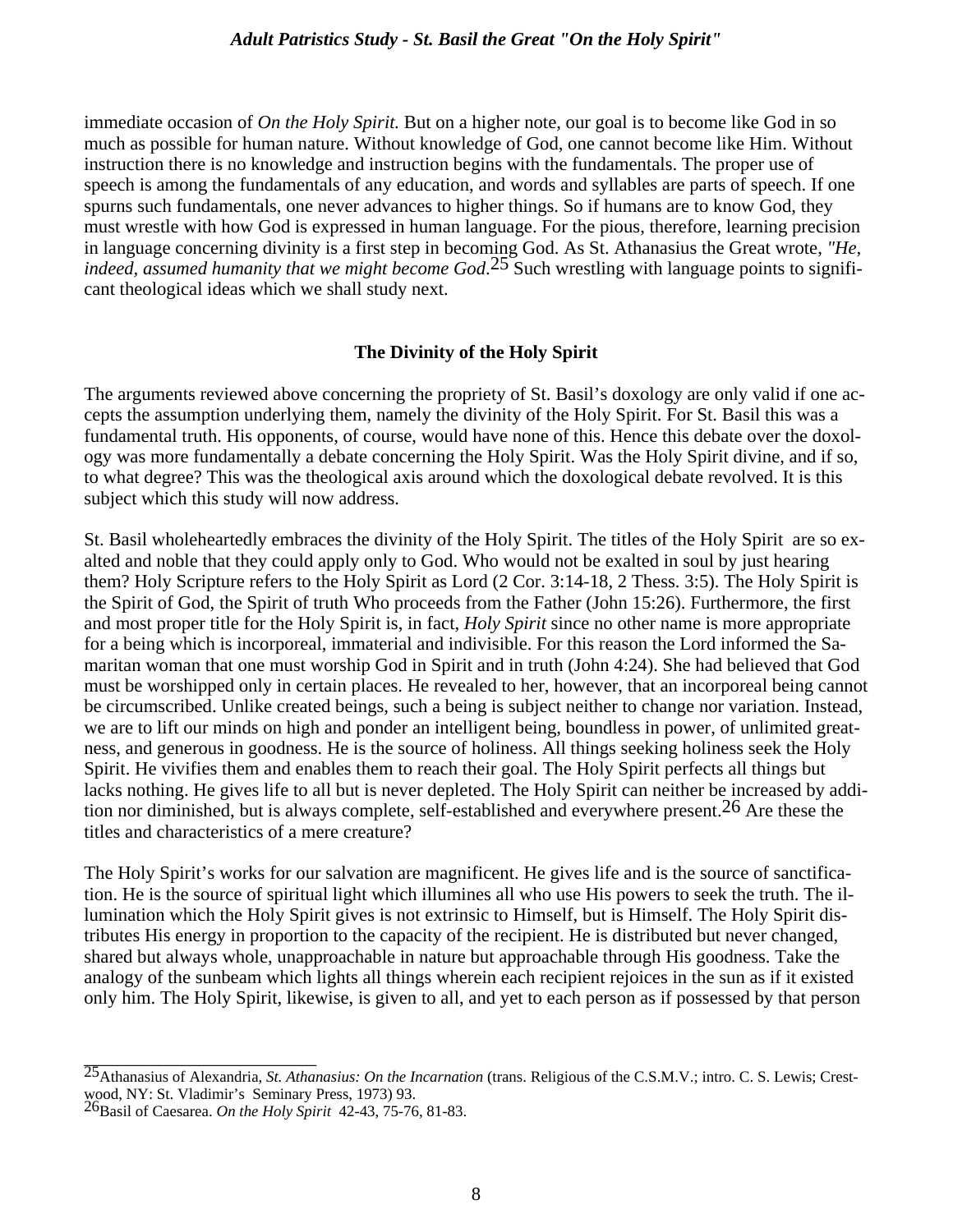immediate occasion of *On the Holy Spirit.* But on a higher note, our goal is to become like God in so much as possible for human nature. Without knowledge of God, one cannot become like Him. Without instruction there is no knowledge and instruction begins with the fundamentals. The proper use of speech is among the fundamentals of any education, and words and syllables are parts of speech. If one spurns such fundamentals, one never advances to higher things. So if humans are to know God, they must wrestle with how God is expressed in human language. For the pious, therefore, learning precision in language concerning divinity is a first step in becoming God. As St. Athanasius the Great wrote, *"He, indeed, assumed humanity that we might become God*.[25] Such wrestling with language points to significant theological ideas which we shall study next.

### The Divinity of the Holy Spirit

The arguments reviewed above concerning the propriety of St. Basil's doxology are only valid if one accepts the assumption underlying them, namely the divinity of the Holy Spirit. For St. Basil this was a fundamental truth. His opponents, of course, would have none of this. Hence this debate over the doxology was more fundamentally a debate concerning the Holy Spirit. Was the Holy Spirit divine, and if so, to what degree? This was the theological axis around which the doxological debate revolved. It is this subject which this study will now address.

St. Basil wholeheartedly embraces the divinity of the Holy Spirit. The titles of the Holy Spirit are so exalted and noble that they could apply only to God. Who would not be exalted in soul by just hearing them? Holy Scripture refers to the Holy Spirit as Lord (2 Cor. 3:14-18, 2 Thess. 3:5). The Holy Spirit is the Spirit of God, the Spirit of truth Who proceeds from the Father (John 15:26). Furthermore, the first and most proper title for the Holy Spirit is, in fact, *Holy Spirit* since no other name is more appropriate for a being which is incorporeal, immaterial and indivisible. For this reason the Lord informed the Samaritan woman that one must worship God in Spirit and in truth (John 4:24). She had believed that God must be worshipped only in certain places. He revealed to her, however, that an incorporeal being cannot be circumscribed. Unlike created beings, such a being is subject neither to change nor variation. Instead, we are to lift our minds on high and ponder an intelligent being, boundless in power, of unlimited greatness, and generous in goodness. He is the source of holiness. All things seeking holiness seek the Holy Spirit. He vivifies them and enables them to reach their goal. The Holy Spirit perfects all things but lacks nothing. He gives life to all but is never depleted. The Holy Spirit can neither be increased by addition nor diminished, but is always complete, self-established and everywhere present.[26] Are these the titles and characteristics of a mere creature?

The Holy Spirit's works for our salvation are magnificent. He gives life and is the source of sanctification. He is the source of spiritual light which illumines all who use His powers to seek the truth. The illumination which the Holy Spirit gives is not extrinsic to Himself, but is Himself. The Holy Spirit distributes His energy in proportion to the capacity of the recipient. He is distributed but never changed, shared but always whole, unapproachable in nature but approachable through His goodness. Take the analogy of the sunbeam which lights all things wherein each recipient rejoices in the sun as if it existed only him. The Holy Spirit, likewise, is given to all, and yet to each person as if possessed by that person

---

[25] Athanasius of Alexandria, *St. Athanasius: On the Incarnation* (trans. Religious of the C.S.M.V.; intro. C. S. Lewis; Crestwood, NY: St. Vladimir's Seminary Press, 1973) 93.

[26] Basil of Caesarea. *On the Holy Spirit* 42-43, 75-76, 81-83.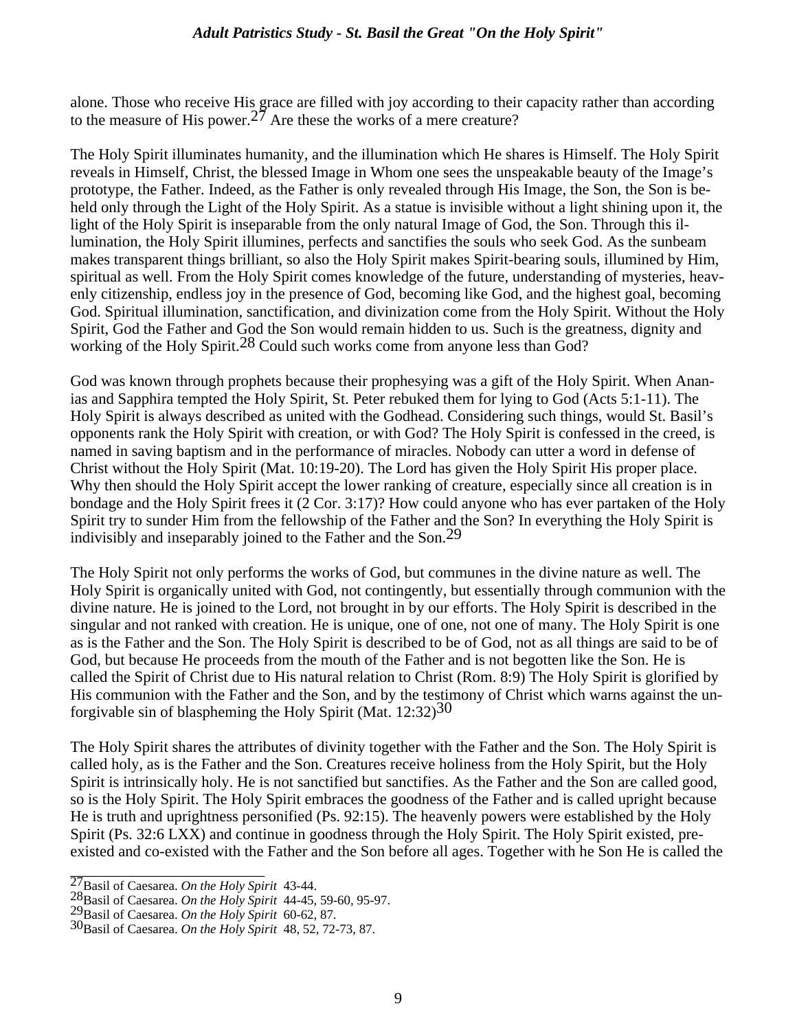alone. Those who receive His grace are filled with joy according to their capacity rather than according to the measure of His power.[27] Are these the works of a mere creature?

The Holy Spirit illuminates humanity, and the illumination which He shares is Himself. The Holy Spirit reveals in Himself, Christ, the blessed Image in Whom one sees the unspeakable beauty of the Image's prototype, the Father. Indeed, as the Father is only revealed through His Image, the Son, the Son is beheld only through the Light of the Holy Spirit. As a statue is invisible without a light shining upon it, the light of the Holy Spirit is inseparable from the only natural Image of God, the Son. Through this illumination, the Holy Spirit illumines, perfects and sanctifies the souls who seek God. As the sunbeam makes transparent things brilliant, so also the Holy Spirit makes Spirit-bearing souls, illumined by Him, spiritual as well. From the Holy Spirit comes knowledge of the future, understanding of mysteries, heavenly citizenship, endless joy in the presence of God, becoming like God, and the highest goal, becoming God. Spiritual illumination, sanctification, and divinization come from the Holy Spirit. Without the Holy Spirit, God the Father and God the Son would remain hidden to us. Such is the greatness, dignity and working of the Holy Spirit.[28] Could such works come from anyone less than God?

God was known through prophets because their prophesying was a gift of the Holy Spirit. When Ananias and Sapphira tempted the Holy Spirit, St. Peter rebuked them for lying to God (Acts 5:1-11). The Holy Spirit is always described as united with the Godhead. Considering such things, would St. Basil's opponents rank the Holy Spirit with creation, or with God? The Holy Spirit is confessed in the creed, is named in saving baptism and in the performance of miracles. Nobody can utter a word in defense of Christ without the Holy Spirit (Mat. 10:19-20). The Lord has given the Holy Spirit His proper place. Why then should the Holy Spirit accept the lower ranking of creature, especially since all creation is in bondage and the Holy Spirit frees it (2 Cor. 3:17)? How could anyone who has ever partaken of the Holy Spirit try to sunder Him from the fellowship of the Father and the Son? In everything the Holy Spirit is indivisibly and inseparably joined to the Father and the Son.[29]

The Holy Spirit not only performs the works of God, but communes in the divine nature as well. The Holy Spirit is organically united with God, not contingently, but essentially through communion with the divine nature. He is joined to the Lord, not brought in by our efforts. The Holy Spirit is described in the singular and not ranked with creation. He is unique, one of one, not one of many. The Holy Spirit is one as is the Father and the Son. The Holy Spirit is described to be of God, not as all things are said to be of God, but because He proceeds from the mouth of the Father and is not begotten like the Son. He is called the Spirit of Christ due to His natural relation to Christ (Rom. 8:9) The Holy Spirit is glorified by His communion with the Father and the Son, and by the testimony of Christ which warns against the unforgivable sin of blaspheming the Holy Spirit (Mat. 12:32)[30]

The Holy Spirit shares the attributes of divinity together with the Father and the Son. The Holy Spirit is called holy, as is the Father and the Son. Creatures receive holiness from the Holy Spirit, but the Holy Spirit is intrinsically holy. He is not sanctified but sanctifies. As the Father and the Son are called good, so is the Holy Spirit. The Holy Spirit embraces the goodness of the Father and is called upright because He is truth and uprightness personified (Ps. 92:15). The heavenly powers were established by the Holy Spirit (Ps. 32:6 LXX) and continue in goodness through the Holy Spirit. The Holy Spirit existed, pre-existed and co-existed with the Father and the Son before all ages. Together with he Son He is called the

---

[27] Basil of Caesarea. *On the Holy Spirit* 43-44.

[28] Basil of Caesarea. *On the Holy Spirit* 44-45, 59-60, 95-97.

[29] Basil of Caesarea. *On the Holy Spirit* 60-62, 87.

[30] Basil of Caesarea. *On the Holy Spirit* 48, 52, 72-73, 87.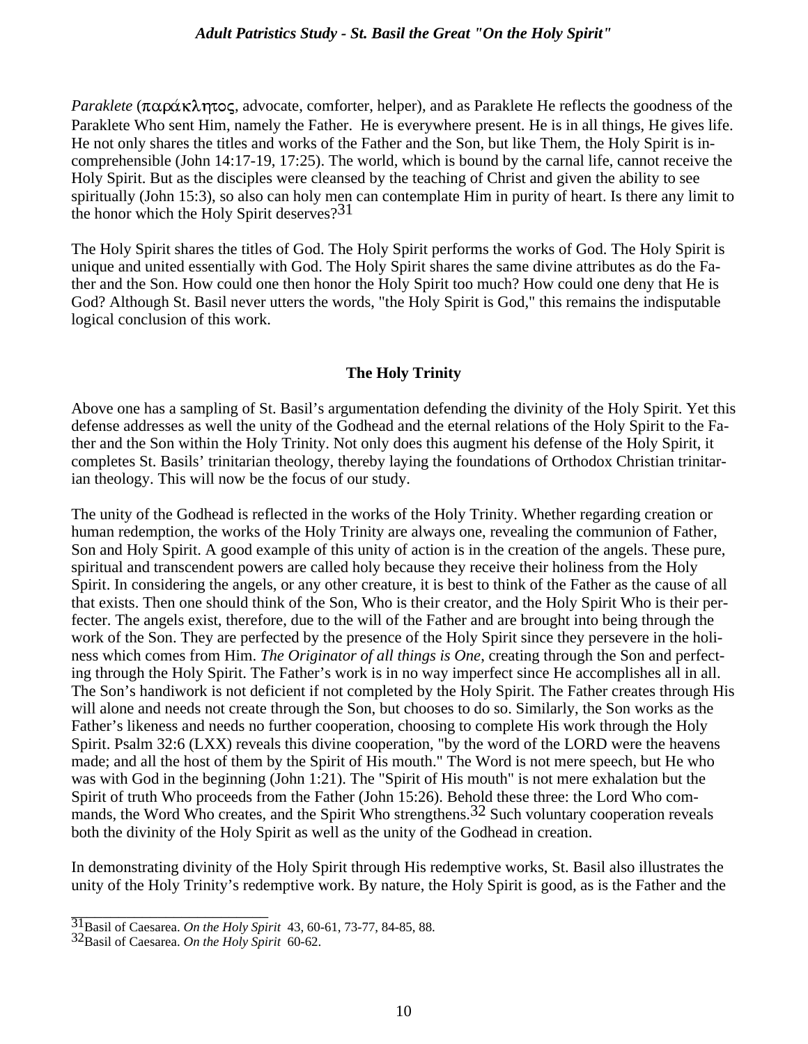*Paraklete* (παράκλητος, advocate, comforter, helper), and as Paraklete He reflects the goodness of the Paraklete Who sent Him, namely the Father. He is everywhere present. He is in all things, He gives life. He not only shares the titles and works of the Father and the Son, but like Them, the Holy Spirit is incomprehensible (John 14:17-19, 17:25). The world, which is bound by the carnal life, cannot receive the Holy Spirit. But as the disciples were cleansed by the teaching of Christ and given the ability to see spiritually (John 15:3), so also can holy men can contemplate Him in purity of heart. Is there any limit to the honor which the Holy Spirit deserves?[31]

The Holy Spirit shares the titles of God. The Holy Spirit performs the works of God. The Holy Spirit is unique and united essentially with God. The Holy Spirit shares the same divine attributes as do the Father and the Son. How could one then honor the Holy Spirit too much? How could one deny that He is God? Although St. Basil never utters the words, "the Holy Spirit is God," this remains the indisputable logical conclusion of this work.

## The Holy Trinity

Above one has a sampling of St. Basil's argumentation defending the divinity of the Holy Spirit. Yet this defense addresses as well the unity of the Godhead and the eternal relations of the Holy Spirit to the Father and the Son within the Holy Trinity. Not only does this augment his defense of the Holy Spirit, it completes St. Basils' trinitarian theology, thereby laying the foundations of Orthodox Christian trinitarian theology. This will now be the focus of our study.

The unity of the Godhead is reflected in the works of the Holy Trinity. Whether regarding creation or human redemption, the works of the Holy Trinity are always one, revealing the communion of Father, Son and Holy Spirit. A good example of this unity of action is in the creation of the angels. These pure, spiritual and transcendent powers are called holy because they receive their holiness from the Holy Spirit. In considering the angels, or any other creature, it is best to think of the Father as the cause of all that exists. Then one should think of the Son, Who is their creator, and the Holy Spirit Who is their perfecter. The angels exist, therefore, due to the will of the Father and are brought into being through the work of the Son. They are perfected by the presence of the Holy Spirit since they persevere in the holiness which comes from Him. *The Originator of all things is One*, creating through the Son and perfecting through the Holy Spirit. The Father's work is in no way imperfect since He accomplishes all in all. The Son's handiwork is not deficient if not completed by the Holy Spirit. The Father creates through His will alone and needs not create through the Son, but chooses to do so. Similarly, the Son works as the Father's likeness and needs no further cooperation, choosing to complete His work through the Holy Spirit. Psalm 32:6 (LXX) reveals this divine cooperation, "by the word of the LORD were the heavens made; and all the host of them by the Spirit of His mouth." The Word is not mere speech, but He who was with God in the beginning (John 1:21). The "Spirit of His mouth" is not mere exhalation but the Spirit of truth Who proceeds from the Father (John 15:26). Behold these three: the Lord Who commands, the Word Who creates, and the Spirit Who strengthens.[32] Such voluntary cooperation reveals both the divinity of the Holy Spirit as well as the unity of the Godhead in creation.

In demonstrating divinity of the Holy Spirit through His redemptive works, St. Basil also illustrates the unity of the Holy Trinity's redemptive work. By nature, the Holy Spirit is good, as is the Father and the

---

[31] Basil of Caesarea. *On the Holy Spirit* 43, 60-61, 73-77, 84-85, 88.

[32] Basil of Caesarea. *On the Holy Spirit* 60-62.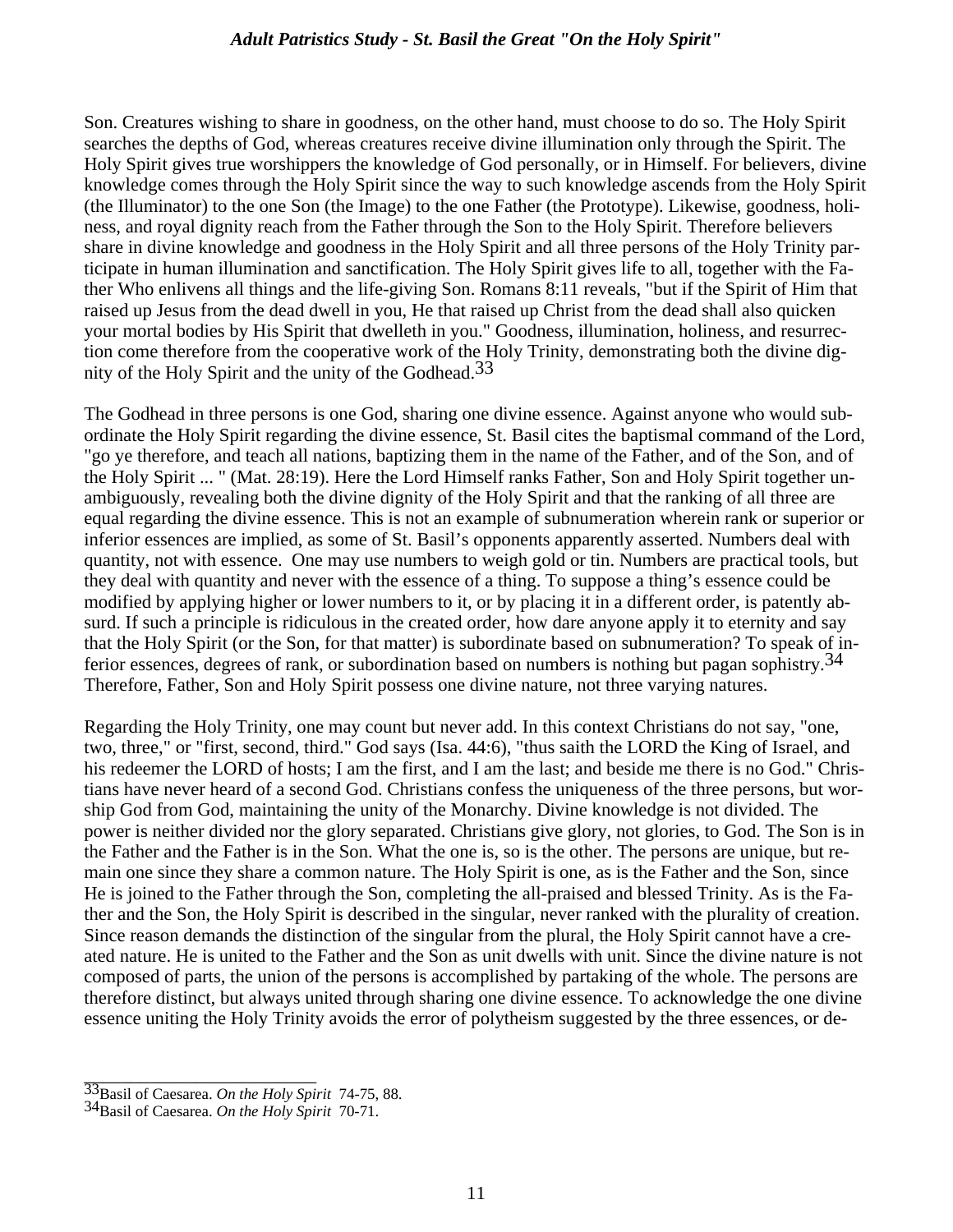Son. Creatures wishing to share in goodness, on the other hand, must choose to do so. The Holy Spirit searches the depths of God, whereas creatures receive divine illumination only through the Spirit. The Holy Spirit gives true worshippers the knowledge of God personally, or in Himself. For believers, divine knowledge comes through the Holy Spirit since the way to such knowledge ascends from the Holy Spirit (the Illuminator) to the one Son (the Image) to the one Father (the Prototype). Likewise, goodness, holiness, and royal dignity reach from the Father through the Son to the Holy Spirit. Therefore believers share in divine knowledge and goodness in the Holy Spirit and all three persons of the Holy Trinity participate in human illumination and sanctification. The Holy Spirit gives life to all, together with the Father Who enlivens all things and the life-giving Son. Romans 8:11 reveals, "but if the Spirit of Him that raised up Jesus from the dead dwell in you, He that raised up Christ from the dead shall also quicken your mortal bodies by His Spirit that dwelleth in you." Goodness, illumination, holiness, and resurrection come therefore from the cooperative work of the Holy Trinity, demonstrating both the divine dignity of the Holy Spirit and the unity of the Godhead.[33]

The Godhead in three persons is one God, sharing one divine essence. Against anyone who would subordinate the Holy Spirit regarding the divine essence, St. Basil cites the baptismal command of the Lord, "go ye therefore, and teach all nations, baptizing them in the name of the Father, and of the Son, and of the Holy Spirit ... " (Mat. 28:19). Here the Lord Himself ranks Father, Son and Holy Spirit together unambiguously, revealing both the divine dignity of the Holy Spirit and that the ranking of all three are equal regarding the divine essence. This is not an example of subnumeration wherein rank or superior or inferior essences are implied, as some of St. Basil's opponents apparently asserted. Numbers deal with quantity, not with essence. One may use numbers to weigh gold or tin. Numbers are practical tools, but they deal with quantity and never with the essence of a thing. To suppose a thing's essence could be modified by applying higher or lower numbers to it, or by placing it in a different order, is patently absurd. If such a principle is ridiculous in the created order, how dare anyone apply it to eternity and say that the Holy Spirit (or the Son, for that matter) is subordinate based on subnumeration? To speak of inferior essences, degrees of rank, or subordination based on numbers is nothing but pagan sophistry.[34] Therefore, Father, Son and Holy Spirit possess one divine nature, not three varying natures.

Regarding the Holy Trinity, one may count but never add. In this context Christians do not say, "one, two, three," or "first, second, third." God says (Isa. 44:6), "thus saith the LORD the King of Israel, and his redeemer the LORD of hosts; I am the first, and I am the last; and beside me there is no God." Christians have never heard of a second God. Christians confess the uniqueness of the three persons, but worship God from God, maintaining the unity of the Monarchy. Divine knowledge is not divided. The power is neither divided nor the glory separated. Christians give glory, not glories, to God. The Son is in the Father and the Father is in the Son. What the one is, so is the other. The persons are unique, but remain one since they share a common nature. The Holy Spirit is one, as is the Father and the Son, since He is joined to the Father through the Son, completing the all-praised and blessed Trinity. As is the Father and the Son, the Holy Spirit is described in the singular, never ranked with the plurality of creation. Since reason demands the distinction of the singular from the plural, the Holy Spirit cannot have a created nature. He is united to the Father and the Son as unit dwells with unit. Since the divine nature is not composed of parts, the union of the persons is accomplished by partaking of the whole. The persons are therefore distinct, but always united through sharing one divine essence. To acknowledge the one divine essence uniting the Holy Trinity avoids the error of polytheism suggested by the three essences, or de-

---

[33] Basil of Caesarea. *On the Holy Spirit* 74-75, 88.

[34] Basil of Caesarea. *On the Holy Spirit* 70-71.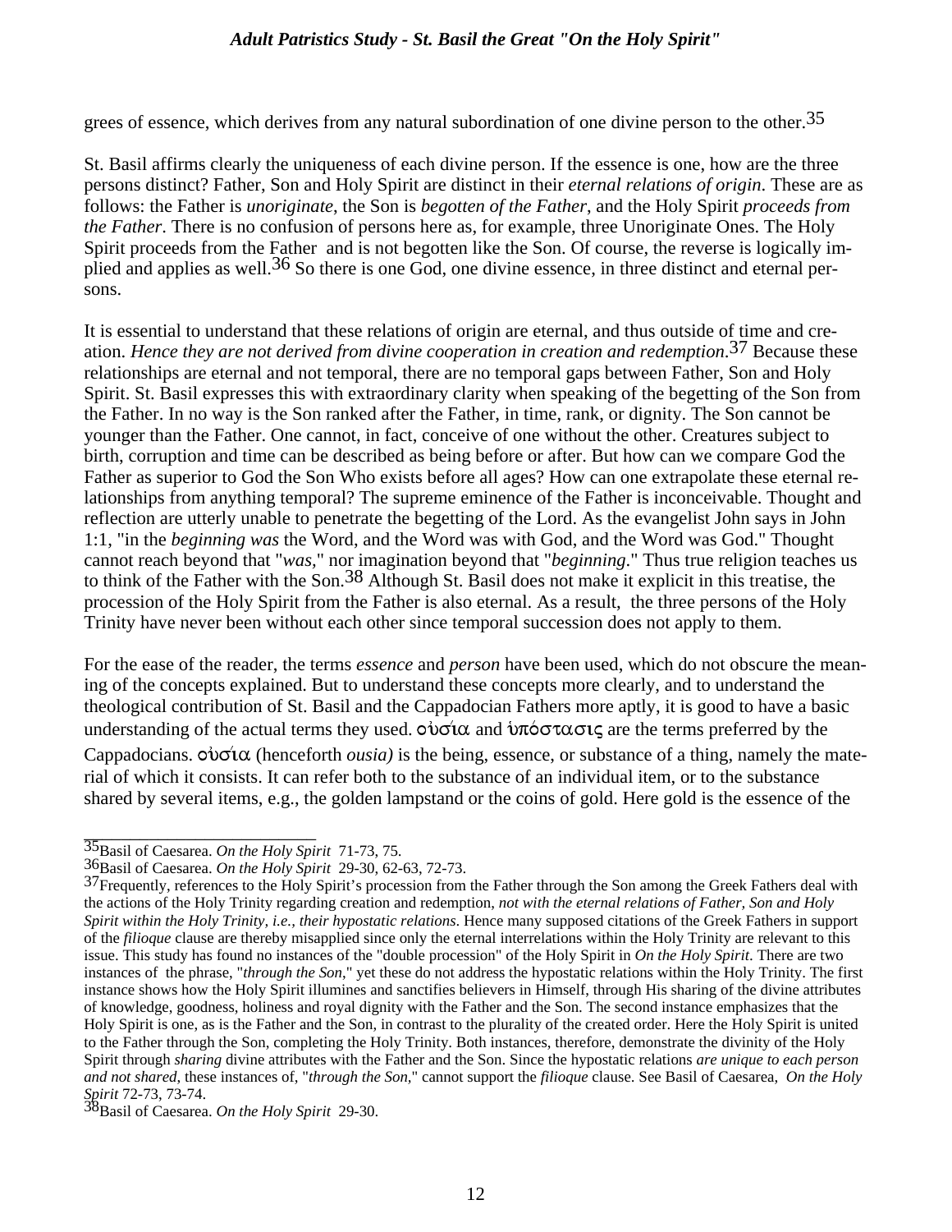grees of essence, which derives from any natural subordination of one divine person to the other.[35]

St. Basil affirms clearly the uniqueness of each divine person. If the essence is one, how are the three persons distinct? Father, Son and Holy Spirit are distinct in their *eternal relations of origin*. These are as follows: the Father is *unoriginate*, the Son is *begotten of the Father*, and the Holy Spirit *proceeds from the Father*. There is no confusion of persons here as, for example, three Unoriginate Ones. The Holy Spirit proceeds from the Father and is not begotten like the Son. Of course, the reverse is logically implied and applies as well.[36] So there is one God, one divine essence, in three distinct and eternal persons.

It is essential to understand that these relations of origin are eternal, and thus outside of time and creation. *Hence they are not derived from divine cooperation in creation and redemption*.[37] Because these relationships are eternal and not temporal, there are no temporal gaps between Father, Son and Holy Spirit. St. Basil expresses this with extraordinary clarity when speaking of the begetting of the Son from the Father. In no way is the Son ranked after the Father, in time, rank, or dignity. The Son cannot be younger than the Father. One cannot, in fact, conceive of one without the other. Creatures subject to birth, corruption and time can be described as being before or after. But how can we compare God the Father as superior to God the Son Who exists before all ages? How can one extrapolate these eternal relationships from anything temporal? The supreme eminence of the Father is inconceivable. Thought and reflection are utterly unable to penetrate the begetting of the Lord. As the evangelist John says in John 1:1, "in the *beginning was* the Word, and the Word was with God, and the Word was God." Thought cannot reach beyond that "*was*," nor imagination beyond that "*beginning*." Thus true religion teaches us to think of the Father with the Son.[38] Although St. Basil does not make it explicit in this treatise, the procession of the Holy Spirit from the Father is also eternal. As a result, the three persons of the Holy Trinity have never been without each other since temporal succession does not apply to them.

For the ease of the reader, the terms *essence* and *person* have been used, which do not obscure the meaning of the concepts explained. But to understand these concepts more clearly, and to understand the theological contribution of St. Basil and the Cappadocian Fathers more aptly, it is good to have a basic understanding of the actual terms they used. οὐσία and ὑπόστασις are the terms preferred by the Cappadocians. οὐσία (henceforth *ousia)* is the being, essence, or substance of a thing, namely the material of which it consists. It can refer both to the substance of an individual item, or to the substance shared by several items, e.g., the golden lampstand or the coins of gold. Here gold is the essence of the

---

[35] Basil of Caesarea. *On the Holy Spirit* 71-73, 75.

[36] Basil of Caesarea. *On the Holy Spirit* 29-30, 62-63, 72-73.

[37] Frequently, references to the Holy Spirit's procession from the Father through the Son among the Greek Fathers deal with the actions of the Holy Trinity regarding creation and redemption, *not with the eternal relations of Father, Son and Holy Spirit within the Holy Trinity, i.e., their hypostatic relations*. Hence many supposed citations of the Greek Fathers in support of the *filioque* clause are thereby misapplied since only the eternal interrelations within the Holy Trinity are relevant to this issue. This study has found no instances of the "double procession" of the Holy Spirit in *On the Holy Spirit*. There are two instances of the phrase, "*through the Son*," yet these do not address the hypostatic relations within the Holy Trinity. The first instance shows how the Holy Spirit illumines and sanctifies believers in Himself, through His sharing of the divine attributes of knowledge, goodness, holiness and royal dignity with the Father and the Son. The second instance emphasizes that the Holy Spirit is one, as is the Father and the Son, in contrast to the plurality of the created order. Here the Holy Spirit is united to the Father through the Son, completing the Holy Trinity. Both instances, therefore, demonstrate the divinity of the Holy Spirit through *sharing* divine attributes with the Father and the Son. Since the hypostatic relations *are unique to each person and not shared*, these instances of, "*through the Son*," cannot support the *filioque* clause. See Basil of Caesarea, *On the Holy Spirit* 72-73, 73-74.

[38] Basil of Caesarea. *On the Holy Spirit* 29-30.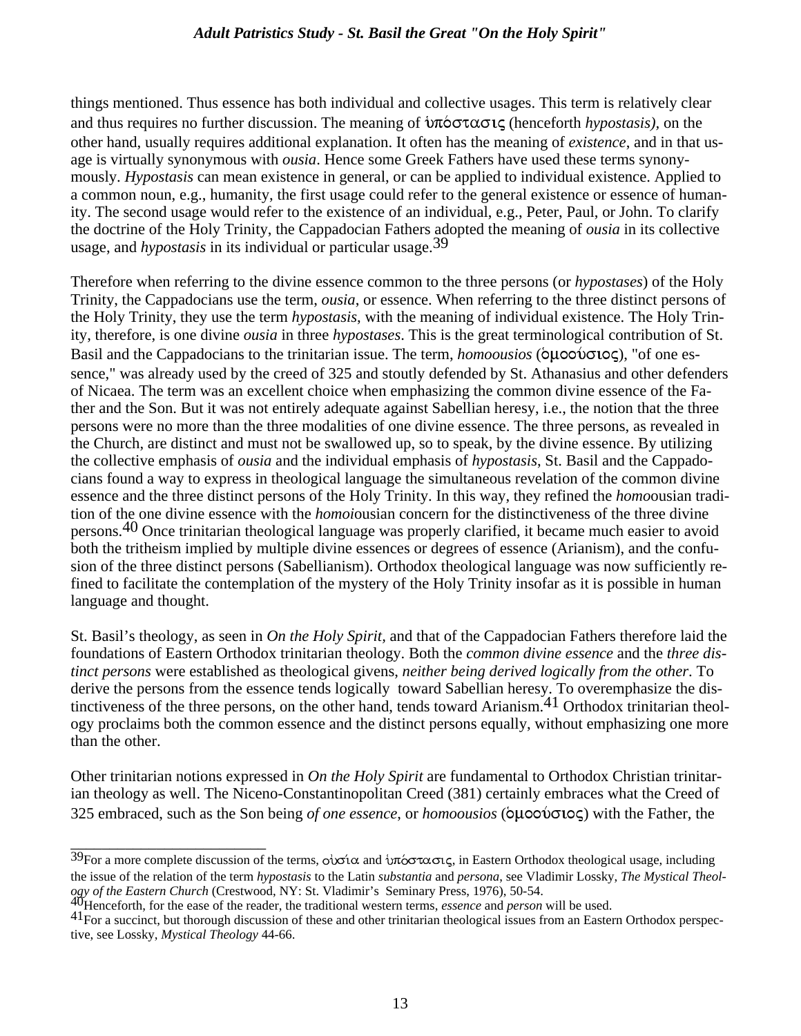things mentioned. Thus essence has both individual and collective usages. This term is relatively clear and thus requires no further discussion. The meaning of ὑπόστασις (henceforth *hypostasis),* on the other hand, usually requires additional explanation. It often has the meaning of *existence*, and in that usage is virtually synonymous with *ousia*. Hence some Greek Fathers have used these terms synonymously. *Hypostasis* can mean existence in general, or can be applied to individual existence. Applied to a common noun, e.g., humanity, the first usage could refer to the general existence or essence of humanity. The second usage would refer to the existence of an individual, e.g., Peter, Paul, or John. To clarify the doctrine of the Holy Trinity, the Cappadocian Fathers adopted the meaning of *ousia* in its collective usage, and *hypostasis* in its individual or particular usage.[39]

Therefore when referring to the divine essence common to the three persons (or *hypostases*) of the Holy Trinity, the Cappadocians use the term, *ousia*, or essence. When referring to the three distinct persons of the Holy Trinity, they use the term *hypostasis*, with the meaning of individual existence. The Holy Trinity, therefore, is one divine *ousia* in three *hypostases*. This is the great terminological contribution of St. Basil and the Cappadocians to the trinitarian issue. The term, *homoousios* (ὁμοούσιος), "of one essence," was already used by the creed of 325 and stoutly defended by St. Athanasius and other defenders of Nicaea. The term was an excellent choice when emphasizing the common divine essence of the Father and the Son. But it was not entirely adequate against Sabellian heresy, i.e., the notion that the three persons were no more than the three modalities of one divine essence. The three persons, as revealed in the Church, are distinct and must not be swallowed up, so to speak, by the divine essence. By utilizing the collective emphasis of *ousia* and the individual emphasis of *hypostasis*, St. Basil and the Cappadocians found a way to express in theological language the simultaneous revelation of the common divine essence and the three distinct persons of the Holy Trinity. In this way, they refined the *homo*ousian tradition of the one divine essence with the *homoi*ousian concern for the distinctiveness of the three divine persons.[40] Once trinitarian theological language was properly clarified, it became much easier to avoid both the tritheism implied by multiple divine essences or degrees of essence (Arianism), and the confusion of the three distinct persons (Sabellianism). Orthodox theological language was now sufficiently refined to facilitate the contemplation of the mystery of the Holy Trinity insofar as it is possible in human language and thought.

St. Basil's theology, as seen in *On the Holy Spirit,* and that of the Cappadocian Fathers therefore laid the foundations of Eastern Orthodox trinitarian theology. Both the *common divine essence* and the *three distinct persons* were established as theological givens, *neither being derived logically from the other*. To derive the persons from the essence tends logically toward Sabellian heresy. To overemphasize the distinctiveness of the three persons, on the other hand, tends toward Arianism.[41] Orthodox trinitarian theology proclaims both the common essence and the distinct persons equally, without emphasizing one more than the other.

Other trinitarian notions expressed in *On the Holy Spirit* are fundamental to Orthodox Christian trinitarian theology as well. The Niceno-Constantinopolitan Creed (381) certainly embraces what the Creed of 325 embraced, such as the Son being *of one essence*, or *homoousios* (ὁμοούσιος) with the Father, the

---

[39] For a more complete discussion of the terms, οὐσία and ὑπόστασις, in Eastern Orthodox theological usage, including the issue of the relation of the term *hypostasis* to the Latin *substantia* and *persona*, see Vladimir Lossky, *The Mystical Theology of the Eastern Church* (Crestwood, NY: St. Vladimir's Seminary Press, 1976), 50-54.

[40] Henceforth, for the ease of the reader, the traditional western terms, *essence* and *person* will be used.

[41] For a succinct, but thorough discussion of these and other trinitarian theological issues from an Eastern Orthodox perspective, see Lossky, *Mystical Theology* 44-66.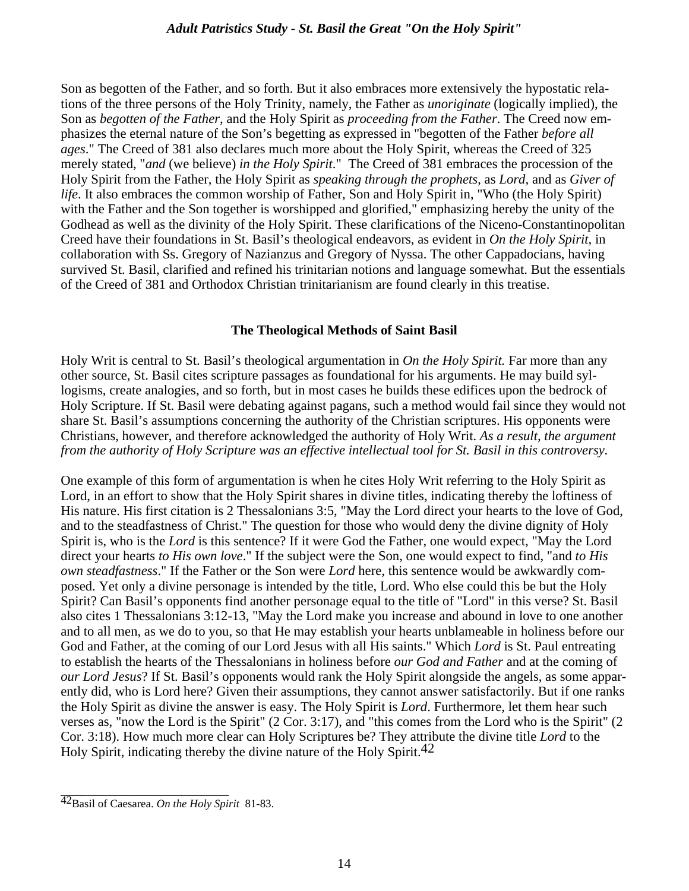Son as begotten of the Father, and so forth. But it also embraces more extensively the hypostatic relations of the three persons of the Holy Trinity, namely, the Father as *unoriginate* (logically implied), the Son as *begotten of the Father*, and the Holy Spirit as *proceeding from the Father*. The Creed now emphasizes the eternal nature of the Son's begetting as expressed in "begotten of the Father *before all ages*." The Creed of 381 also declares much more about the Holy Spirit, whereas the Creed of 325 merely stated, "*and* (we believe) *in the Holy Spirit*." The Creed of 381 embraces the procession of the Holy Spirit from the Father, the Holy Spirit as *speaking through the prophets*, as *Lord*, and as *Giver of life*. It also embraces the common worship of Father, Son and Holy Spirit in, "Who (the Holy Spirit) with the Father and the Son together is worshipped and glorified," emphasizing hereby the unity of the Godhead as well as the divinity of the Holy Spirit. These clarifications of the Niceno-Constantinopolitan Creed have their foundations in St. Basil's theological endeavors, as evident in *On the Holy Spirit*, in collaboration with Ss. Gregory of Nazianzus and Gregory of Nyssa. The other Cappadocians, having survived St. Basil, clarified and refined his trinitarian notions and language somewhat. But the essentials of the Creed of 381 and Orthodox Christian trinitarianism are found clearly in this treatise.

## The Theological Methods of Saint Basil

Holy Writ is central to St. Basil's theological argumentation in *On the Holy Spirit.* Far more than any other source, St. Basil cites scripture passages as foundational for his arguments. He may build syllogisms, create analogies, and so forth, but in most cases he builds these edifices upon the bedrock of Holy Scripture. If St. Basil were debating against pagans, such a method would fail since they would not share St. Basil's assumptions concerning the authority of the Christian scriptures. His opponents were Christians, however, and therefore acknowledged the authority of Holy Writ. *As a result, the argument from the authority of Holy Scripture was an effective intellectual tool for St. Basil in this controversy.*

One example of this form of argumentation is when he cites Holy Writ referring to the Holy Spirit as Lord, in an effort to show that the Holy Spirit shares in divine titles, indicating thereby the loftiness of His nature. His first citation is 2 Thessalonians 3:5, "May the Lord direct your hearts to the love of God, and to the steadfastness of Christ." The question for those who would deny the divine dignity of Holy Spirit is, who is the *Lord* is this sentence? If it were God the Father, one would expect, "May the Lord direct your hearts *to His own love*." If the subject were the Son, one would expect to find, "and *to His own steadfastness*." If the Father or the Son were *Lord* here, this sentence would be awkwardly composed. Yet only a divine personage is intended by the title, Lord. Who else could this be but the Holy Spirit? Can Basil's opponents find another personage equal to the title of "Lord" in this verse? St. Basil also cites 1 Thessalonians 3:12-13, "May the Lord make you increase and abound in love to one another and to all men, as we do to you, so that He may establish your hearts unblameable in holiness before our God and Father, at the coming of our Lord Jesus with all His saints." Which *Lord* is St. Paul entreating to establish the hearts of the Thessalonians in holiness before *our God and Father* and at the coming of *our Lord Jesus*? If St. Basil's opponents would rank the Holy Spirit alongside the angels, as some apparently did, who is Lord here? Given their assumptions, they cannot answer satisfactorily. But if one ranks the Holy Spirit as divine the answer is easy. The Holy Spirit is *Lord*. Furthermore, let them hear such verses as, "now the Lord is the Spirit" (2 Cor. 3:17), and "this comes from the Lord who is the Spirit" (2 Cor. 3:18). How much more clear can Holy Scriptures be? They attribute the divine title *Lord* to the Holy Spirit, indicating thereby the divine nature of the Holy Spirit.[42]

---

[42]Basil of Caesarea. *On the Holy Spirit* 81-83.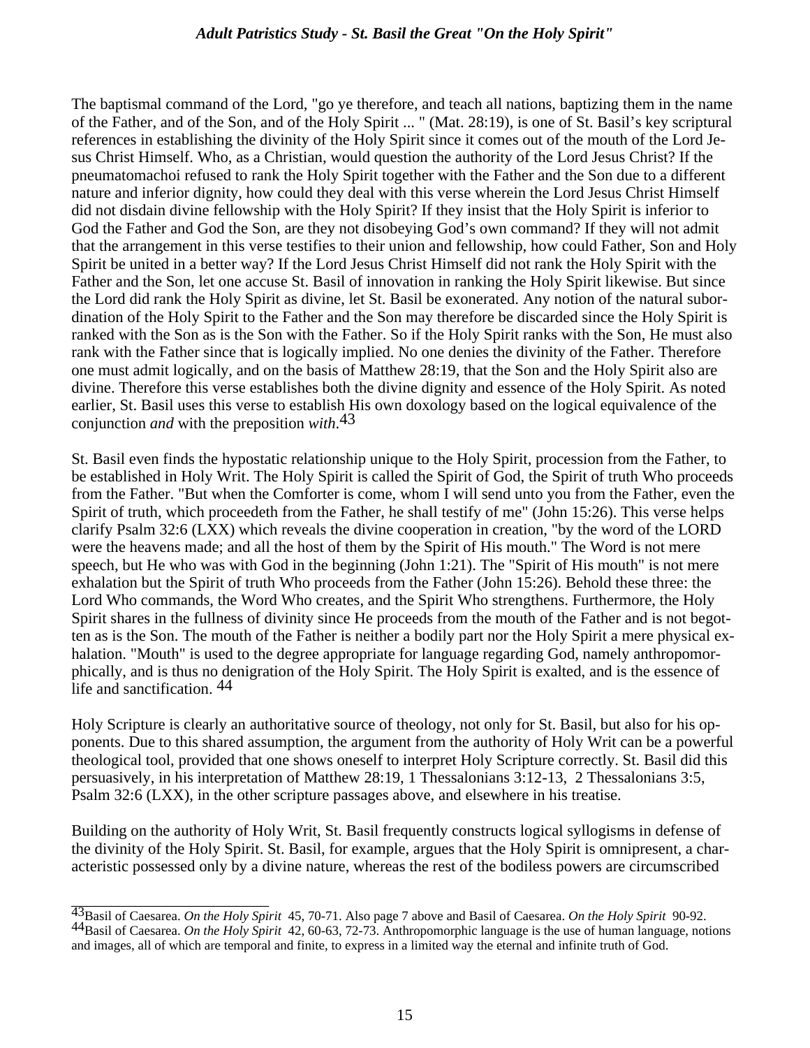The baptismal command of the Lord, "go ye therefore, and teach all nations, baptizing them in the name of the Father, and of the Son, and of the Holy Spirit ... " (Mat. 28:19), is one of St. Basil's key scriptural references in establishing the divinity of the Holy Spirit since it comes out of the mouth of the Lord Jesus Christ Himself. Who, as a Christian, would question the authority of the Lord Jesus Christ? If the pneumatomachoi refused to rank the Holy Spirit together with the Father and the Son due to a different nature and inferior dignity, how could they deal with this verse wherein the Lord Jesus Christ Himself did not disdain divine fellowship with the Holy Spirit? If they insist that the Holy Spirit is inferior to God the Father and God the Son, are they not disobeying God's own command? If they will not admit that the arrangement in this verse testifies to their union and fellowship, how could Father, Son and Holy Spirit be united in a better way? If the Lord Jesus Christ Himself did not rank the Holy Spirit with the Father and the Son, let one accuse St. Basil of innovation in ranking the Holy Spirit likewise. But since the Lord did rank the Holy Spirit as divine, let St. Basil be exonerated. Any notion of the natural subordination of the Holy Spirit to the Father and the Son may therefore be discarded since the Holy Spirit is ranked with the Son as is the Son with the Father. So if the Holy Spirit ranks with the Son, He must also rank with the Father since that is logically implied. No one denies the divinity of the Father. Therefore one must admit logically, and on the basis of Matthew 28:19, that the Son and the Holy Spirit also are divine. Therefore this verse establishes both the divine dignity and essence of the Holy Spirit. As noted earlier, St. Basil uses this verse to establish His own doxology based on the logical equivalence of the conjunction *and* with the preposition *with*.[43]

St. Basil even finds the hypostatic relationship unique to the Holy Spirit, procession from the Father, to be established in Holy Writ. The Holy Spirit is called the Spirit of God, the Spirit of truth Who proceeds from the Father. "But when the Comforter is come, whom I will send unto you from the Father, even the Spirit of truth, which proceedeth from the Father, he shall testify of me" (John 15:26). This verse helps clarify Psalm 32:6 (LXX) which reveals the divine cooperation in creation, "by the word of the LORD were the heavens made; and all the host of them by the Spirit of His mouth." The Word is not mere speech, but He who was with God in the beginning (John 1:21). The "Spirit of His mouth" is not mere exhalation but the Spirit of truth Who proceeds from the Father (John 15:26). Behold these three: the Lord Who commands, the Word Who creates, and the Spirit Who strengthens. Furthermore, the Holy Spirit shares in the fullness of divinity since He proceeds from the mouth of the Father and is not begotten as is the Son. The mouth of the Father is neither a bodily part nor the Holy Spirit a mere physical exhalation. "Mouth" is used to the degree appropriate for language regarding God, namely anthropomorphically, and is thus no denigration of the Holy Spirit. The Holy Spirit is exalted, and is the essence of life and sanctification. [44]

Holy Scripture is clearly an authoritative source of theology, not only for St. Basil, but also for his opponents. Due to this shared assumption, the argument from the authority of Holy Writ can be a powerful theological tool, provided that one shows oneself to interpret Holy Scripture correctly. St. Basil did this persuasively, in his interpretation of Matthew 28:19, 1 Thessalonians 3:12-13, 2 Thessalonians 3:5, Psalm 32:6 (LXX), in the other scripture passages above, and elsewhere in his treatise.

Building on the authority of Holy Writ, St. Basil frequently constructs logical syllogisms in defense of the divinity of the Holy Spirit. St. Basil, for example, argues that the Holy Spirit is omnipresent, a characteristic possessed only by a divine nature, whereas the rest of the bodiless powers are circumscribed

---

[43] Basil of Caesarea. *On the Holy Spirit* 45, 70-71. Also page 7 above and Basil of Caesarea. *On the Holy Spirit* 90-92.

[44] Basil of Caesarea. *On the Holy Spirit* 42, 60-63, 72-73. Anthropomorphic language is the use of human language, notions and images, all of which are temporal and finite, to express in a limited way the eternal and infinite truth of God.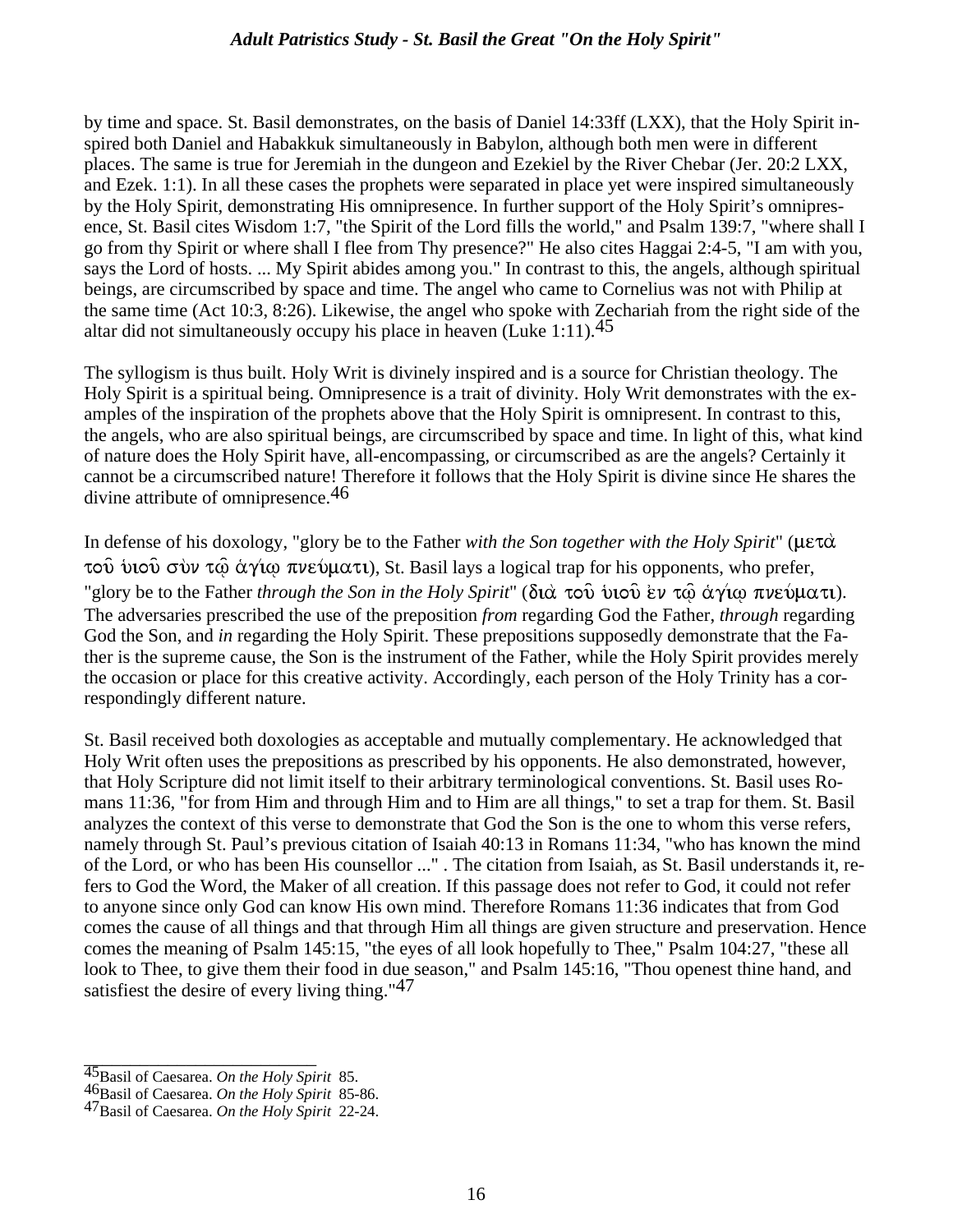by time and space. St. Basil demonstrates, on the basis of Daniel 14:33ff (LXX), that the Holy Spirit inspired both Daniel and Habakkuk simultaneously in Babylon, although both men were in different places. The same is true for Jeremiah in the dungeon and Ezekiel by the River Chebar (Jer. 20:2 LXX, and Ezek. 1:1). In all these cases the prophets were separated in place yet were inspired simultaneously by the Holy Spirit, demonstrating His omnipresence. In further support of the Holy Spirit's omnipresence, St. Basil cites Wisdom 1:7, "the Spirit of the Lord fills the world," and Psalm 139:7, "where shall I go from thy Spirit or where shall I flee from Thy presence?" He also cites Haggai 2:4-5, "I am with you, says the Lord of hosts. ... My Spirit abides among you." In contrast to this, the angels, although spiritual beings, are circumscribed by space and time. The angel who came to Cornelius was not with Philip at the same time (Act 10:3, 8:26). Likewise, the angel who spoke with Zechariah from the right side of the altar did not simultaneously occupy his place in heaven (Luke 1:11).[45]

The syllogism is thus built. Holy Writ is divinely inspired and is a source for Christian theology. The Holy Spirit is a spiritual being. Omnipresence is a trait of divinity. Holy Writ demonstrates with the examples of the inspiration of the prophets above that the Holy Spirit is omnipresent. In contrast to this, the angels, who are also spiritual beings, are circumscribed by space and time. In light of this, what kind of nature does the Holy Spirit have, all-encompassing, or circumscribed as are the angels? Certainly it cannot be a circumscribed nature! Therefore it follows that the Holy Spirit is divine since He shares the divine attribute of omnipresence.[46]

In defense of his doxology, "glory be to the Father *with the Son together with the Holy Spirit*" (μετὰ τοῦ υἱοῦ σὺν τῷ ἁγίῳ πνεύματι), St. Basil lays a logical trap for his opponents, who prefer, "glory be to the Father *through the Son in the Holy Spirit*" (διὰ τοῦ υἱοῦ ἐν τῷ ἁγίῳ πνεύματι). The adversaries prescribed the use of the preposition *from* regarding God the Father, *through* regarding God the Son, and *in* regarding the Holy Spirit. These prepositions supposedly demonstrate that the Father is the supreme cause, the Son is the instrument of the Father, while the Holy Spirit provides merely the occasion or place for this creative activity. Accordingly, each person of the Holy Trinity has a correspondingly different nature.

St. Basil received both doxologies as acceptable and mutually complementary. He acknowledged that Holy Writ often uses the prepositions as prescribed by his opponents. He also demonstrated, however, that Holy Scripture did not limit itself to their arbitrary terminological conventions. St. Basil uses Romans 11:36, "for from Him and through Him and to Him are all things," to set a trap for them. St. Basil analyzes the context of this verse to demonstrate that God the Son is the one to whom this verse refers, namely through St. Paul's previous citation of Isaiah 40:13 in Romans 11:34, "who has known the mind of the Lord, or who has been His counsellor ..." . The citation from Isaiah, as St. Basil understands it, refers to God the Word, the Maker of all creation. If this passage does not refer to God, it could not refer to anyone since only God can know His own mind. Therefore Romans 11:36 indicates that from God comes the cause of all things and that through Him all things are given structure and preservation. Hence comes the meaning of Psalm 145:15, "the eyes of all look hopefully to Thee," Psalm 104:27, "these all look to Thee, to give them their food in due season," and Psalm 145:16, "Thou openest thine hand, and satisfiest the desire of every living thing."[47]

---

[45] Basil of Caesarea. *On the Holy Spirit* 85.
[46] Basil of Caesarea. *On the Holy Spirit* 85-86.
[47] Basil of Caesarea. *On the Holy Spirit* 22-24.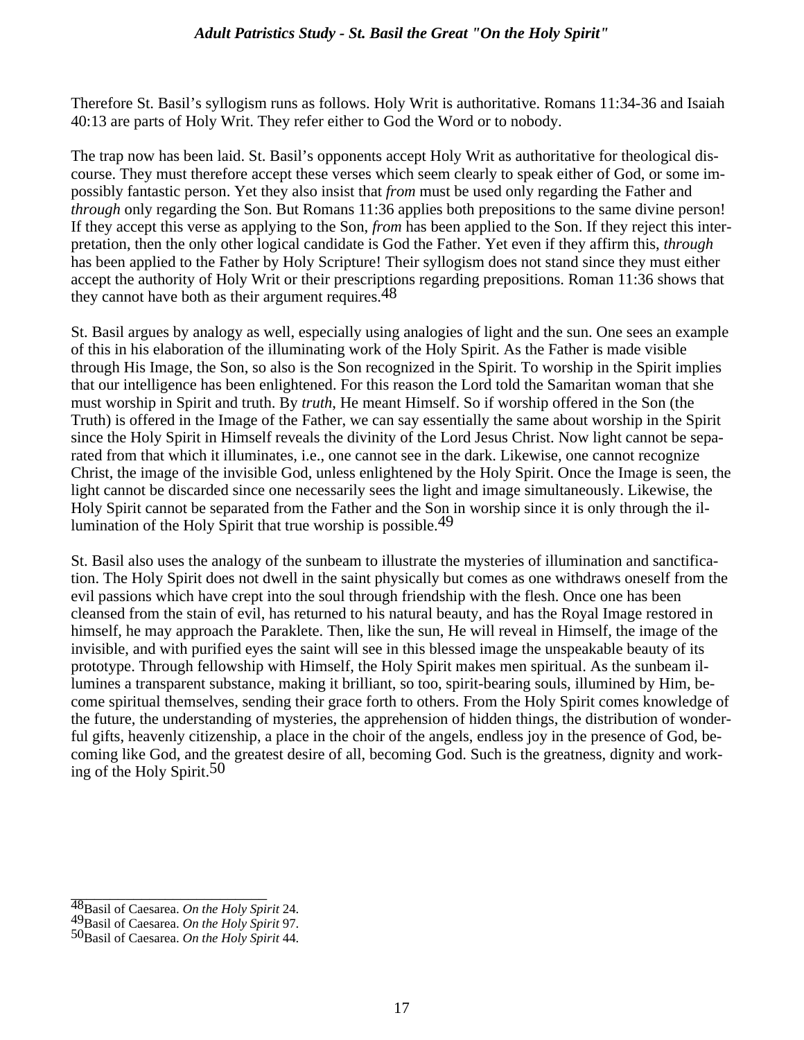Therefore St. Basil's syllogism runs as follows. Holy Writ is authoritative. Romans 11:34-36 and Isaiah 40:13 are parts of Holy Writ. They refer either to God the Word or to nobody.

The trap now has been laid. St. Basil's opponents accept Holy Writ as authoritative for theological discourse. They must therefore accept these verses which seem clearly to speak either of God, or some impossibly fantastic person. Yet they also insist that *from* must be used only regarding the Father and *through* only regarding the Son. But Romans 11:36 applies both prepositions to the same divine person! If they accept this verse as applying to the Son, *from* has been applied to the Son. If they reject this interpretation, then the only other logical candidate is God the Father. Yet even if they affirm this, *through* has been applied to the Father by Holy Scripture! Their syllogism does not stand since they must either accept the authority of Holy Writ or their prescriptions regarding prepositions. Roman 11:36 shows that they cannot have both as their argument requires.[48]

St. Basil argues by analogy as well, especially using analogies of light and the sun. One sees an example of this in his elaboration of the illuminating work of the Holy Spirit. As the Father is made visible through His Image, the Son, so also is the Son recognized in the Spirit. To worship in the Spirit implies that our intelligence has been enlightened. For this reason the Lord told the Samaritan woman that she must worship in Spirit and truth. By *truth*, He meant Himself. So if worship offered in the Son (the Truth) is offered in the Image of the Father, we can say essentially the same about worship in the Spirit since the Holy Spirit in Himself reveals the divinity of the Lord Jesus Christ. Now light cannot be separated from that which it illuminates, i.e., one cannot see in the dark. Likewise, one cannot recognize Christ, the image of the invisible God, unless enlightened by the Holy Spirit. Once the Image is seen, the light cannot be discarded since one necessarily sees the light and image simultaneously. Likewise, the Holy Spirit cannot be separated from the Father and the Son in worship since it is only through the illumination of the Holy Spirit that true worship is possible.[49]

St. Basil also uses the analogy of the sunbeam to illustrate the mysteries of illumination and sanctification. The Holy Spirit does not dwell in the saint physically but comes as one withdraws oneself from the evil passions which have crept into the soul through friendship with the flesh. Once one has been cleansed from the stain of evil, has returned to his natural beauty, and has the Royal Image restored in himself, he may approach the Paraklete. Then, like the sun, He will reveal in Himself, the image of the invisible, and with purified eyes the saint will see in this blessed image the unspeakable beauty of its prototype. Through fellowship with Himself, the Holy Spirit makes men spiritual. As the sunbeam illumines a transparent substance, making it brilliant, so too, spirit-bearing souls, illumined by Him, become spiritual themselves, sending their grace forth to others. From the Holy Spirit comes knowledge of the future, the understanding of mysteries, the apprehension of hidden things, the distribution of wonderful gifts, heavenly citizenship, a place in the choir of the angels, endless joy in the presence of God, becoming like God, and the greatest desire of all, becoming God. Such is the greatness, dignity and working of the Holy Spirit.[50]

---

[48] Basil of Caesarea. *On the Holy Spirit* 24.
[49] Basil of Caesarea. *On the Holy Spirit* 97.
[50] Basil of Caesarea. *On the Holy Spirit* 44.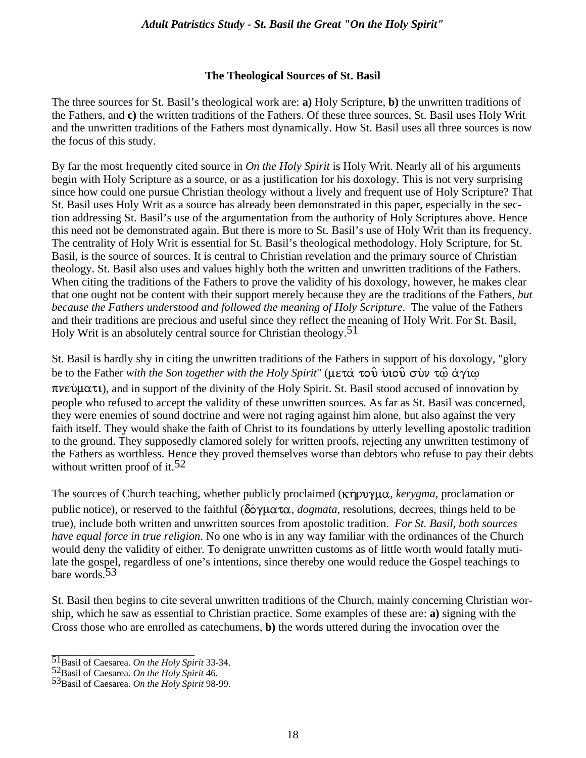### The Theological Sources of St. Basil

The three sources for St. Basil's theological work are: **a)** Holy Scripture, **b)** the unwritten traditions of the Fathers, and **c)** the written traditions of the Fathers. Of these three sources, St. Basil uses Holy Writ and the unwritten traditions of the Fathers most dynamically. How St. Basil uses all three sources is now the focus of this study.

By far the most frequently cited source in *On the Holy Spirit* is Holy Writ. Nearly all of his arguments begin with Holy Scripture as a source, or as a justification for his doxology. This is not very surprising since how could one pursue Christian theology without a lively and frequent use of Holy Scripture? That St. Basil uses Holy Writ as a source has already been demonstrated in this paper, especially in the section addressing St. Basil's use of the argumentation from the authority of Holy Scriptures above. Hence this need not be demonstrated again. But there is more to St. Basil's use of Holy Writ than its frequency. The centrality of Holy Writ is essential for St. Basil's theological methodology. Holy Scripture, for St. Basil, is the source of sources. It is central to Christian revelation and the primary source of Christian theology. St. Basil also uses and values highly both the written and unwritten traditions of the Fathers. When citing the traditions of the Fathers to prove the validity of his doxology, however, he makes clear that one ought not be content with their support merely because they are the traditions of the Fathers, *but because the Fathers understood and followed the meaning of Holy Scripture*. The value of the Fathers and their traditions are precious and useful since they reflect the meaning of Holy Writ. For St. Basil, Holy Writ is an absolutely central source for Christian theology.[51]

St. Basil is hardly shy in citing the unwritten traditions of the Fathers in support of his doxology, "glory be to the Father *with the Son together with the Holy Spirit*" (μετὰ τοῦ ὑιοῦ σὺν τῷ ἁγίῳ πνεύματι), and in support of the divinity of the Holy Spirit. St. Basil stood accused of innovation by people who refused to accept the validity of these unwritten sources. As far as St. Basil was concerned, they were enemies of sound doctrine and were not raging against him alone, but also against the very faith itself. They would shake the faith of Christ to its foundations by utterly levelling apostolic tradition to the ground. They supposedly clamored solely for written proofs, rejecting any unwritten testimony of the Fathers as worthless. Hence they proved themselves worse than debtors who refuse to pay their debts without written proof of it.[52]

The sources of Church teaching, whether publicly proclaimed (κήρυγμα, *kerygma*, proclamation or public notice), or reserved to the faithful (δόγματα, *dogmata,* resolutions, decrees, things held to be true), include both written and unwritten sources from apostolic tradition. *For St. Basil, both sources have equal force in true religion*. No one who is in any way familiar with the ordinances of the Church would deny the validity of either. To denigrate unwritten customs as of little worth would fatally mutilate the gospel, regardless of one's intentions, since thereby one would reduce the Gospel teachings to bare words.[53]

St. Basil then begins to cite several unwritten traditions of the Church, mainly concerning Christian worship, which he saw as essential to Christian practice. Some examples of these are: **a)** signing with the Cross those who are enrolled as catechumens, **b)** the words uttered during the invocation over the

---

[51] Basil of Caesarea. *On the Holy Spirit* 33-34.
[52] Basil of Caesarea. *On the Holy Spirit* 46.
[53] Basil of Caesarea. *On the Holy Spirit* 98-99.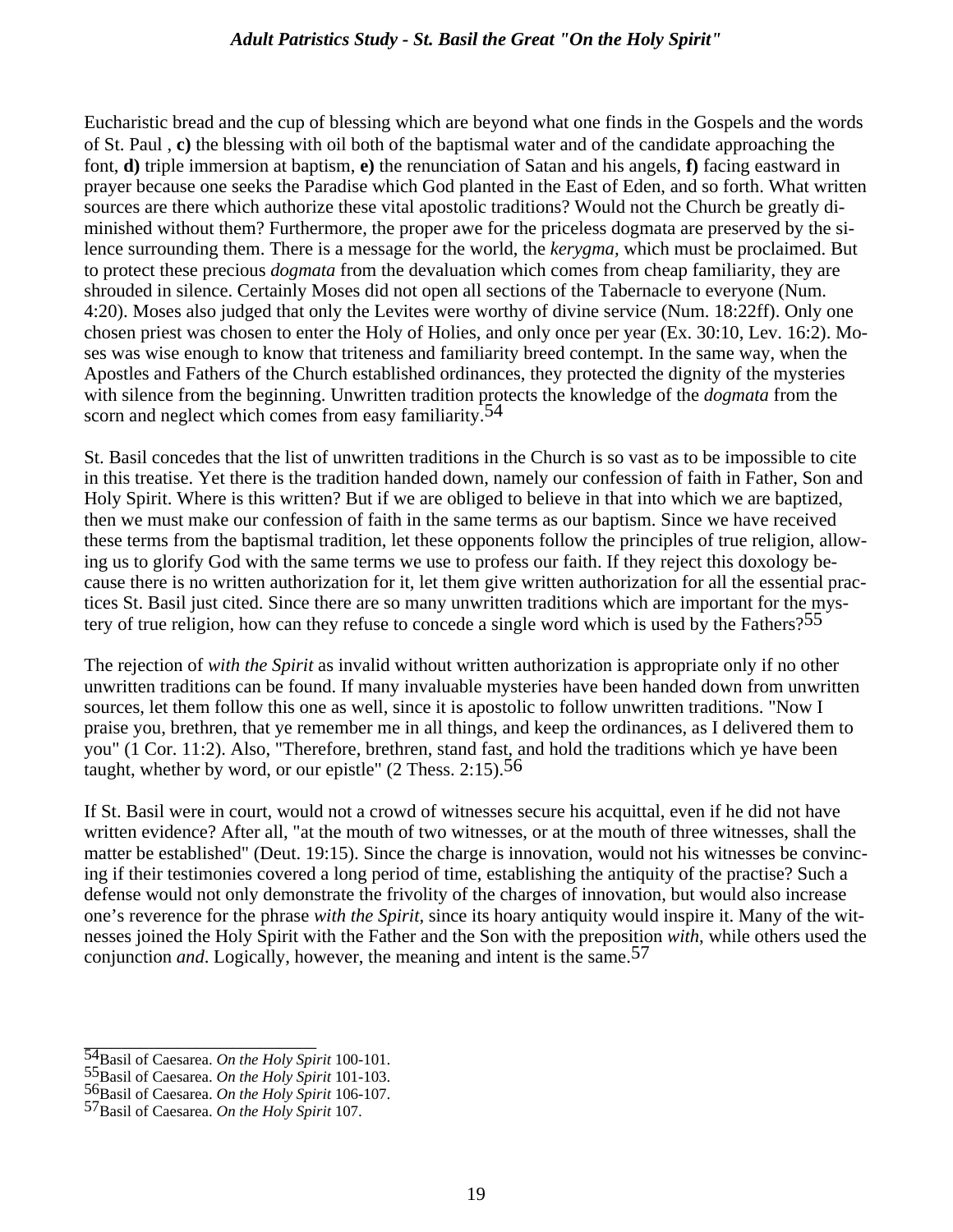Eucharistic bread and the cup of blessing which are beyond what one finds in the Gospels and the words of St. Paul , **c)** the blessing with oil both of the baptismal water and of the candidate approaching the font, **d)** triple immersion at baptism, **e)** the renunciation of Satan and his angels, **f)** facing eastward in prayer because one seeks the Paradise which God planted in the East of Eden, and so forth. What written sources are there which authorize these vital apostolic traditions? Would not the Church be greatly diminished without them? Furthermore, the proper awe for the priceless dogmata are preserved by the silence surrounding them. There is a message for the world, the *kerygma*, which must be proclaimed. But to protect these precious *dogmata* from the devaluation which comes from cheap familiarity, they are shrouded in silence. Certainly Moses did not open all sections of the Tabernacle to everyone (Num. 4:20). Moses also judged that only the Levites were worthy of divine service (Num. 18:22ff). Only one chosen priest was chosen to enter the Holy of Holies, and only once per year (Ex. 30:10, Lev. 16:2). Moses was wise enough to know that triteness and familiarity breed contempt. In the same way, when the Apostles and Fathers of the Church established ordinances, they protected the dignity of the mysteries with silence from the beginning. Unwritten tradition protects the knowledge of the *dogmata* from the scorn and neglect which comes from easy familiarity.[54]

St. Basil concedes that the list of unwritten traditions in the Church is so vast as to be impossible to cite in this treatise. Yet there is the tradition handed down, namely our confession of faith in Father, Son and Holy Spirit. Where is this written? But if we are obliged to believe in that into which we are baptized, then we must make our confession of faith in the same terms as our baptism. Since we have received these terms from the baptismal tradition, let these opponents follow the principles of true religion, allowing us to glorify God with the same terms we use to profess our faith. If they reject this doxology because there is no written authorization for it, let them give written authorization for all the essential practices St. Basil just cited. Since there are so many unwritten traditions which are important for the mystery of true religion, how can they refuse to concede a single word which is used by the Fathers?[55]

The rejection of *with the Spirit* as invalid without written authorization is appropriate only if no other unwritten traditions can be found. If many invaluable mysteries have been handed down from unwritten sources, let them follow this one as well, since it is apostolic to follow unwritten traditions. "Now I praise you, brethren, that ye remember me in all things, and keep the ordinances, as I delivered them to you" (1 Cor. 11:2). Also, "Therefore, brethren, stand fast, and hold the traditions which ye have been taught, whether by word, or our epistle" (2 Thess. 2:15).[56]

If St. Basil were in court, would not a crowd of witnesses secure his acquittal, even if he did not have written evidence? After all, "at the mouth of two witnesses, or at the mouth of three witnesses, shall the matter be established" (Deut. 19:15). Since the charge is innovation, would not his witnesses be convincing if their testimonies covered a long period of time, establishing the antiquity of the practise? Such a defense would not only demonstrate the frivolity of the charges of innovation, but would also increase one's reverence for the phrase *with the Spirit*, since its hoary antiquity would inspire it. Many of the witnesses joined the Holy Spirit with the Father and the Son with the preposition *with*, while others used the conjunction *and*. Logically, however, the meaning and intent is the same.[57]

---

[54] Basil of Caesarea. *On the Holy Spirit* 100-101.
[55] Basil of Caesarea. *On the Holy Spirit* 101-103.
[56] Basil of Caesarea. *On the Holy Spirit* 106-107.
[57] Basil of Caesarea. *On the Holy Spirit* 107.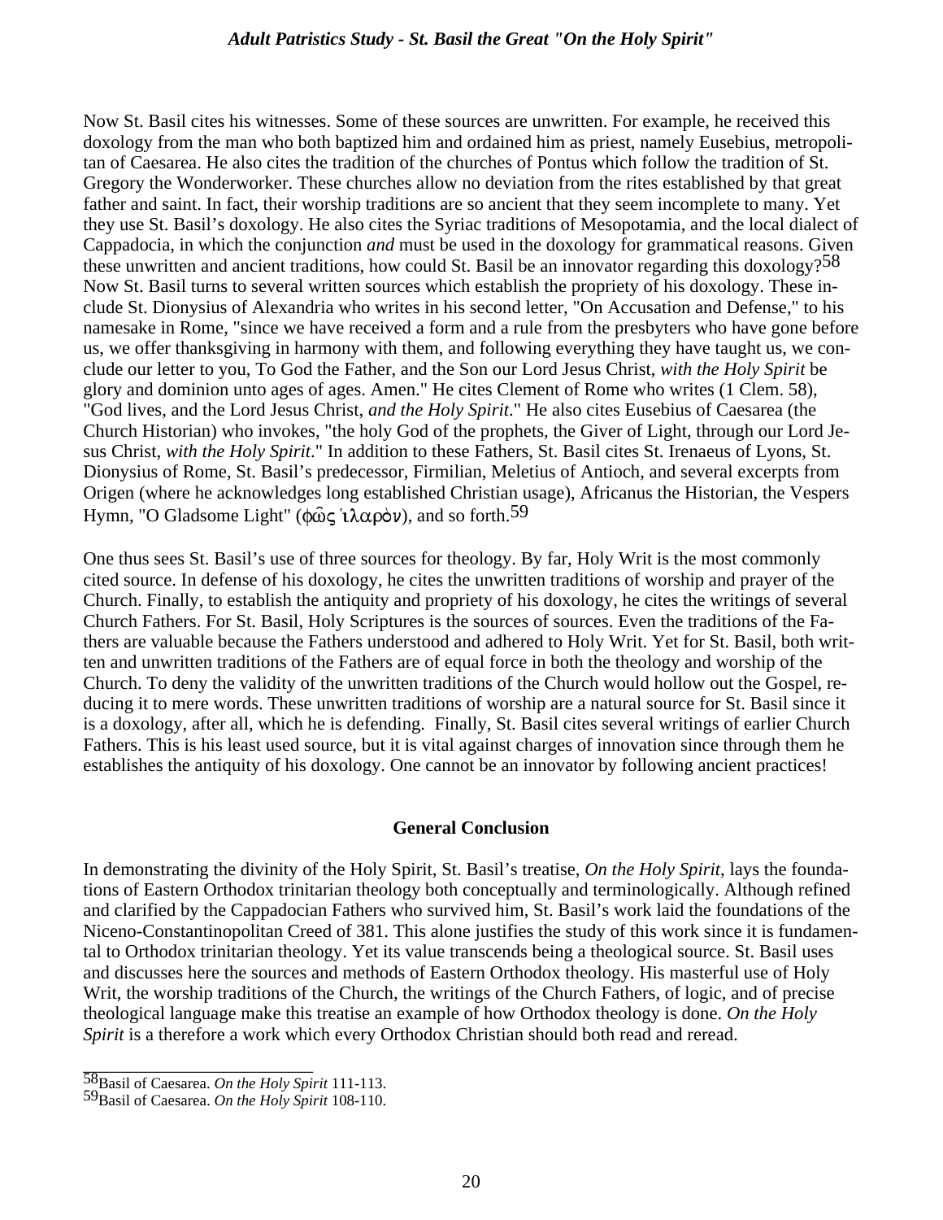Now St. Basil cites his witnesses. Some of these sources are unwritten. For example, he received this doxology from the man who both baptized him and ordained him as priest, namely Eusebius, metropolitan of Caesarea. He also cites the tradition of the churches of Pontus which follow the tradition of St. Gregory the Wonderworker. These churches allow no deviation from the rites established by that great father and saint. In fact, their worship traditions are so ancient that they seem incomplete to many. Yet they use St. Basil's doxology. He also cites the Syriac traditions of Mesopotamia, and the local dialect of Cappadocia, in which the conjunction *and* must be used in the doxology for grammatical reasons. Given these unwritten and ancient traditions, how could St. Basil be an innovator regarding this doxology?[58] Now St. Basil turns to several written sources which establish the propriety of his doxology. These include St. Dionysius of Alexandria who writes in his second letter, "On Accusation and Defense," to his namesake in Rome, "since we have received a form and a rule from the presbyters who have gone before us, we offer thanksgiving in harmony with them, and following everything they have taught us, we conclude our letter to you, To God the Father, and the Son our Lord Jesus Christ, *with the Holy Spirit* be glory and dominion unto ages of ages. Amen." He cites Clement of Rome who writes (1 Clem. 58), "God lives, and the Lord Jesus Christ, *and the Holy Spirit*." He also cites Eusebius of Caesarea (the Church Historian) who invokes, "the holy God of the prophets, the Giver of Light, through our Lord Jesus Christ, *with the Holy Spirit*." In addition to these Fathers, St. Basil cites St. Irenaeus of Lyons, St. Dionysius of Rome, St. Basil's predecessor, Firmilian, Meletius of Antioch, and several excerpts from Origen (where he acknowledges long established Christian usage), Africanus the Historian, the Vespers Hymn, "O Gladsome Light" (φῶς ἱλαρὸν), and so forth.[59]

One thus sees St. Basil's use of three sources for theology. By far, Holy Writ is the most commonly cited source. In defense of his doxology, he cites the unwritten traditions of worship and prayer of the Church. Finally, to establish the antiquity and propriety of his doxology, he cites the writings of several Church Fathers. For St. Basil, Holy Scriptures is the sources of sources. Even the traditions of the Fathers are valuable because the Fathers understood and adhered to Holy Writ. Yet for St. Basil, both written and unwritten traditions of the Fathers are of equal force in both the theology and worship of the Church. To deny the validity of the unwritten traditions of the Church would hollow out the Gospel, reducing it to mere words. These unwritten traditions of worship are a natural source for St. Basil since it is a doxology, after all, which he is defending. Finally, St. Basil cites several writings of earlier Church Fathers. This is his least used source, but it is vital against charges of innovation since through them he establishes the antiquity of his doxology. One cannot be an innovator by following ancient practices!

## General Conclusion

In demonstrating the divinity of the Holy Spirit, St. Basil's treatise, *On the Holy Spirit*, lays the foundations of Eastern Orthodox trinitarian theology both conceptually and terminologically. Although refined and clarified by the Cappadocian Fathers who survived him, St. Basil's work laid the foundations of the Niceno-Constantinopolitan Creed of 381. This alone justifies the study of this work since it is fundamental to Orthodox trinitarian theology. Yet its value transcends being a theological source. St. Basil uses and discusses here the sources and methods of Eastern Orthodox theology. His masterful use of Holy Writ, the worship traditions of the Church, the writings of the Church Fathers, of logic, and of precise theological language make this treatise an example of how Orthodox theology is done. *On the Holy Spirit* is a therefore a work which every Orthodox Christian should both read and reread.

---

[58] Basil of Caesarea. *On the Holy Spirit* 111-113.

[59] Basil of Caesarea. *On the Holy Spirit* 108-110.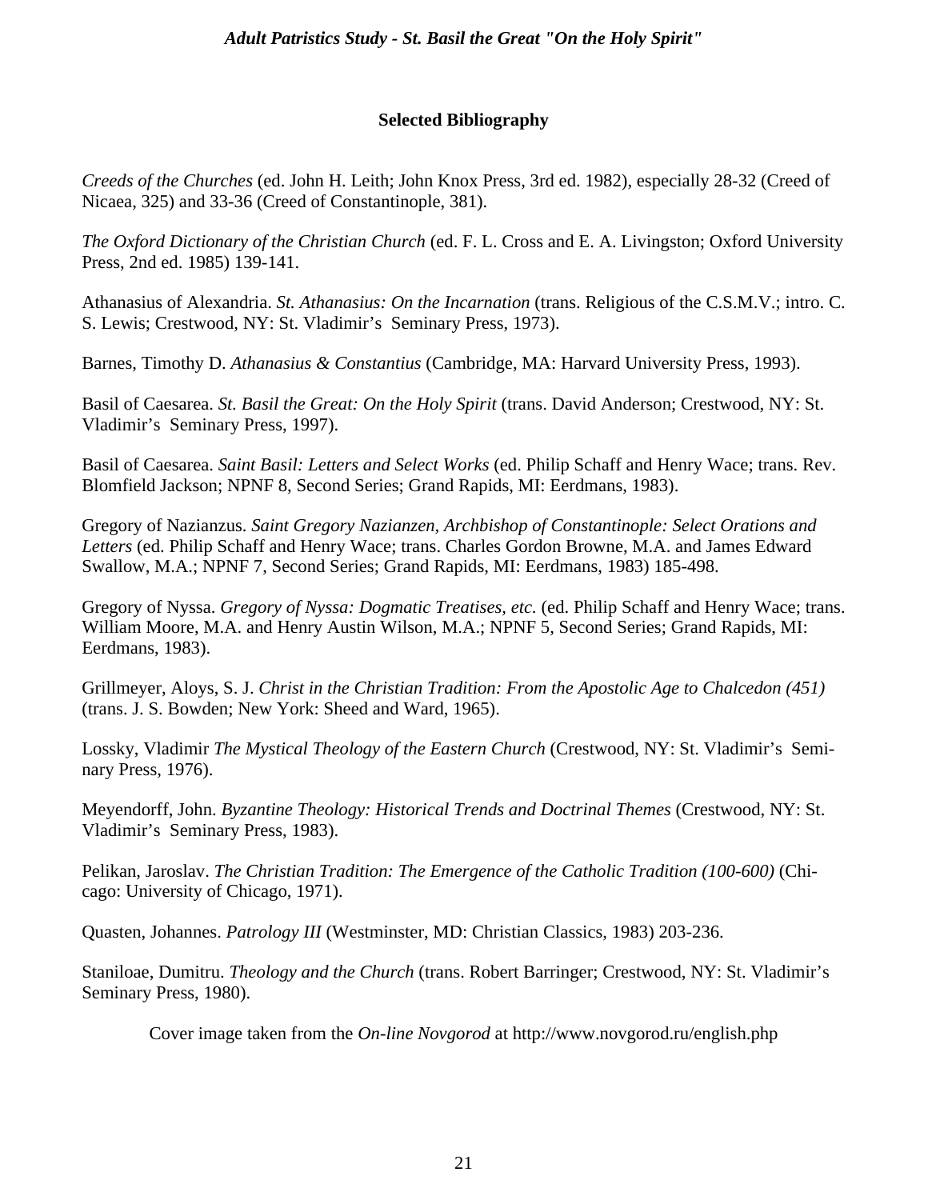## Selected Bibliography

*Creeds of the Churches* (ed. John H. Leith; John Knox Press, 3rd ed. 1982), especially 28-32 (Creed of Nicaea, 325) and 33-36 (Creed of Constantinople, 381).

*The Oxford Dictionary of the Christian Church* (ed. F. L. Cross and E. A. Livingston; Oxford University Press, 2nd ed. 1985) 139-141.

Athanasius of Alexandria. *St. Athanasius: On the Incarnation* (trans. Religious of the C.S.M.V.; intro. C. S. Lewis; Crestwood, NY: St. Vladimir's Seminary Press, 1973).

Barnes, Timothy D. *Athanasius & Constantius* (Cambridge, MA: Harvard University Press, 1993).

Basil of Caesarea. *St. Basil the Great: On the Holy Spirit* (trans. David Anderson; Crestwood, NY: St. Vladimir's Seminary Press, 1997).

Basil of Caesarea. *Saint Basil: Letters and Select Works* (ed. Philip Schaff and Henry Wace; trans. Rev. Blomfield Jackson; NPNF 8, Second Series; Grand Rapids, MI: Eerdmans, 1983).

Gregory of Nazianzus. *Saint Gregory Nazianzen, Archbishop of Constantinople: Select Orations and Letters* (ed. Philip Schaff and Henry Wace; trans. Charles Gordon Browne, M.A. and James Edward Swallow, M.A.; NPNF 7, Second Series; Grand Rapids, MI: Eerdmans, 1983) 185-498.

Gregory of Nyssa. *Gregory of Nyssa: Dogmatic Treatises, etc.* (ed. Philip Schaff and Henry Wace; trans. William Moore, M.A. and Henry Austin Wilson, M.A.; NPNF 5, Second Series; Grand Rapids, MI: Eerdmans, 1983).

Grillmeyer, Aloys, S. J. *Christ in the Christian Tradition: From the Apostolic Age to Chalcedon (451)* (trans. J. S. Bowden; New York: Sheed and Ward, 1965).

Lossky, Vladimir *The Mystical Theology of the Eastern Church* (Crestwood, NY: St. Vladimir's Seminary Press, 1976).

Meyendorff, John. *Byzantine Theology: Historical Trends and Doctrinal Themes* (Crestwood, NY: St. Vladimir's Seminary Press, 1983).

Pelikan, Jaroslav. *The Christian Tradition: The Emergence of the Catholic Tradition (100-600)* (Chicago: University of Chicago, 1971).

Quasten, Johannes. *Patrology III* (Westminster, MD: Christian Classics, 1983) 203-236.

Staniloae, Dumitru. *Theology and the Church* (trans. Robert Barringer; Crestwood, NY: St. Vladimir's Seminary Press, 1980).

Cover image taken from the *On-line Novgorod* at http://www.novgorod.ru/english.php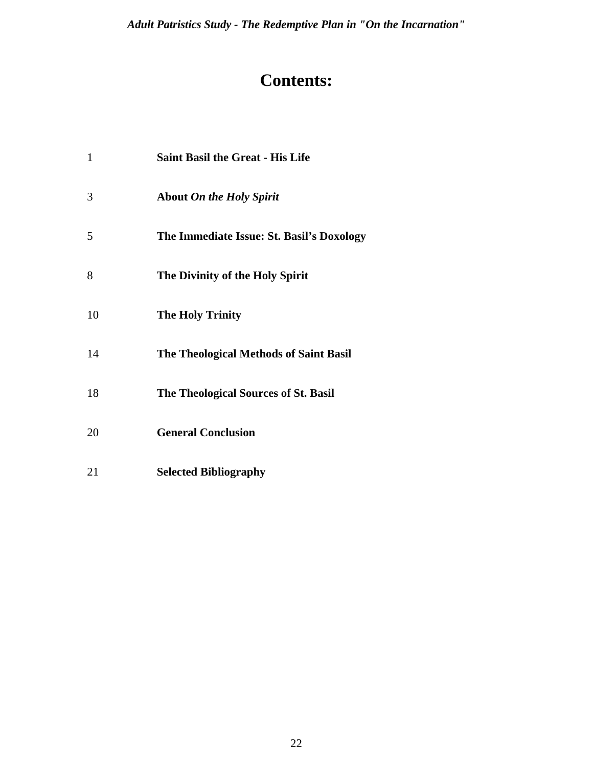# Contents:

| | |
|---|---|
| 1 | **Saint Basil the Great - His Life** |
| 3 | **About *On the Holy Spirit*** |
| 5 | **The Immediate Issue: St. Basil's Doxology** |
| 8 | **The Divinity of the Holy Spirit** |
| 10 | **The Holy Trinity** |
| 14 | **The Theological Methods of Saint Basil** |
| 18 | **The Theological Sources of St. Basil** |
| 20 | **General Conclusion** |
| 21 | **Selected Bibliography** |